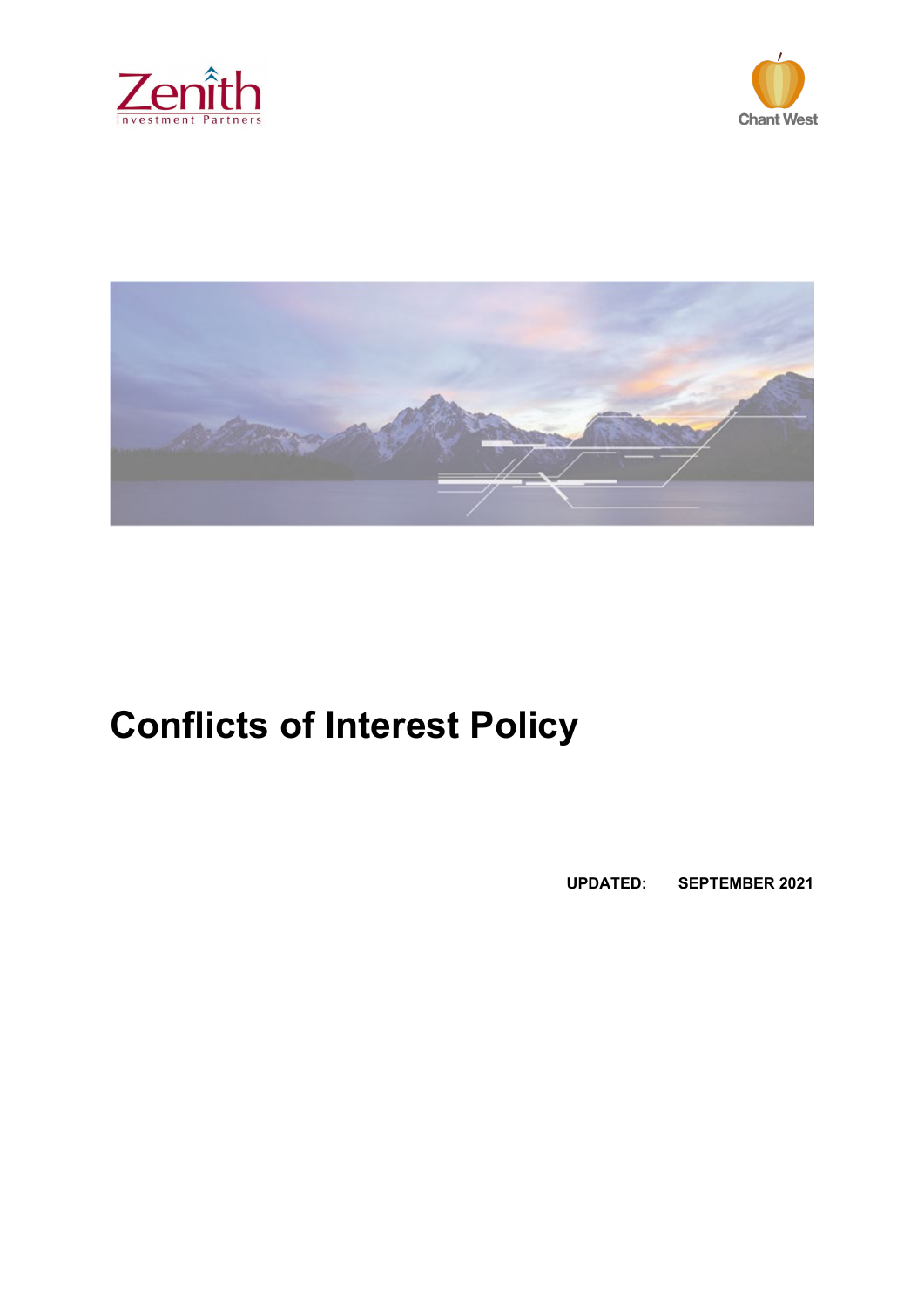# Conflicts of Interest Policy

**UPDATED: SEPTEMBER 2021**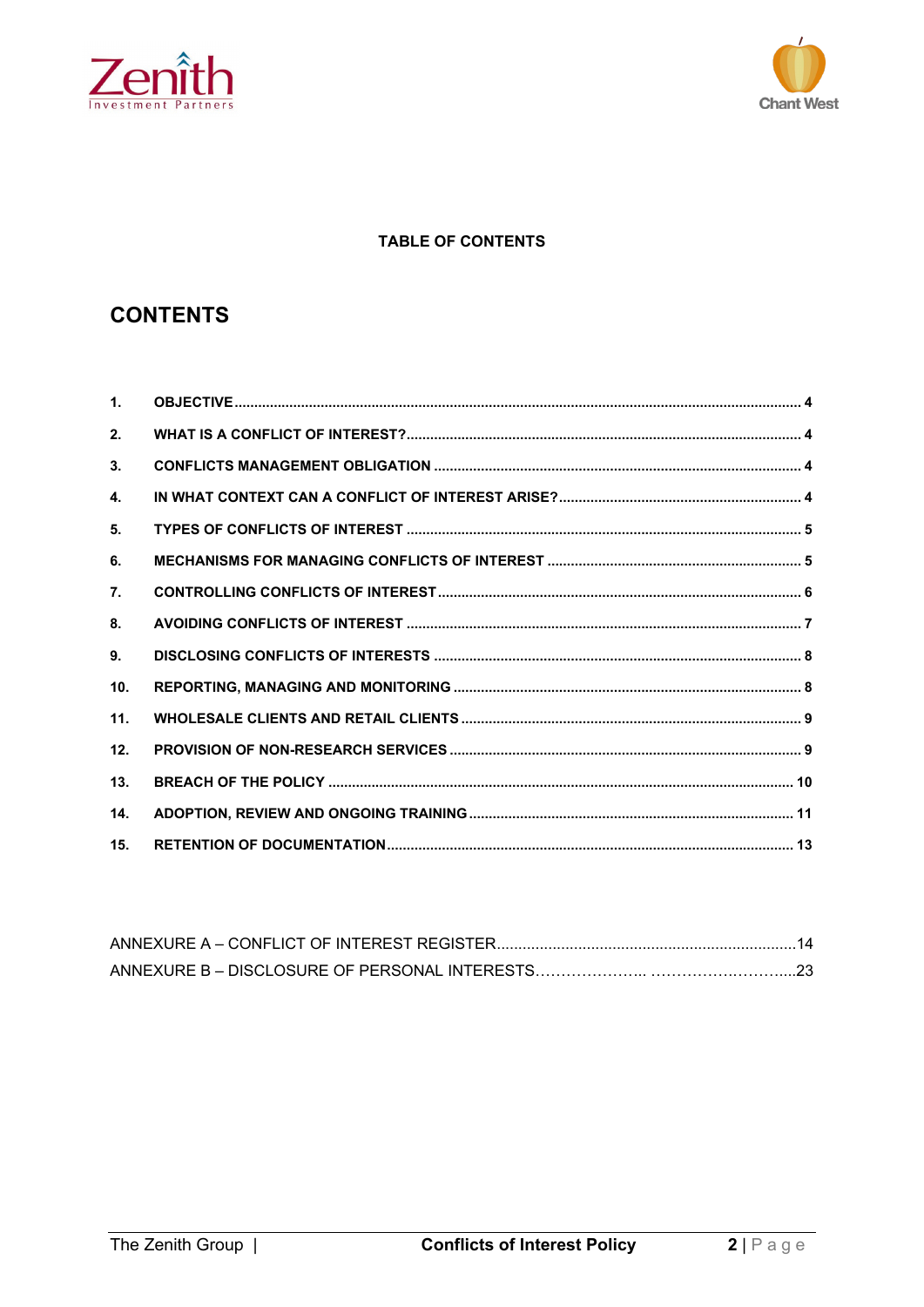**TABLE OF CONTENTS**

# CONTENTS

| | | |
|---|---|---|
| 1. | OBJECTIVE | 4 |
| 2. | WHAT IS A CONFLICT OF INTEREST? | 4 |
| 3. | CONFLICTS MANAGEMENT OBLIGATION | 4 |
| 4. | IN WHAT CONTEXT CAN A CONFLICT OF INTEREST ARISE? | 4 |
| 5. | TYPES OF CONFLICTS OF INTEREST | 5 |
| 6. | MECHANISMS FOR MANAGING CONFLICTS OF INTEREST | 5 |
| 7. | CONTROLLING CONFLICTS OF INTEREST | 6 |
| 8. | AVOIDING CONFLICTS OF INTEREST | 7 |
| 9. | DISCLOSING CONFLICTS OF INTERESTS | 8 |
| 10. | REPORTING, MANAGING AND MONITORING | 8 |
| 11. | WHOLESALE CLIENTS AND RETAIL CLIENTS | 9 |
| 12. | PROVISION OF NON-RESEARCH SERVICES | 9 |
| 13. | BREACH OF THE POLICY | 10 |
| 14. | ADOPTION, REVIEW AND ONGOING TRAINING | 11 |
| 15. | RETENTION OF DOCUMENTATION | 13 |

ANNEXURE A – CONFLICT OF INTEREST REGISTER....................................................................14

ANNEXURE B – DISCLOSURE OF PERSONAL INTERESTS………………….. ………………………...23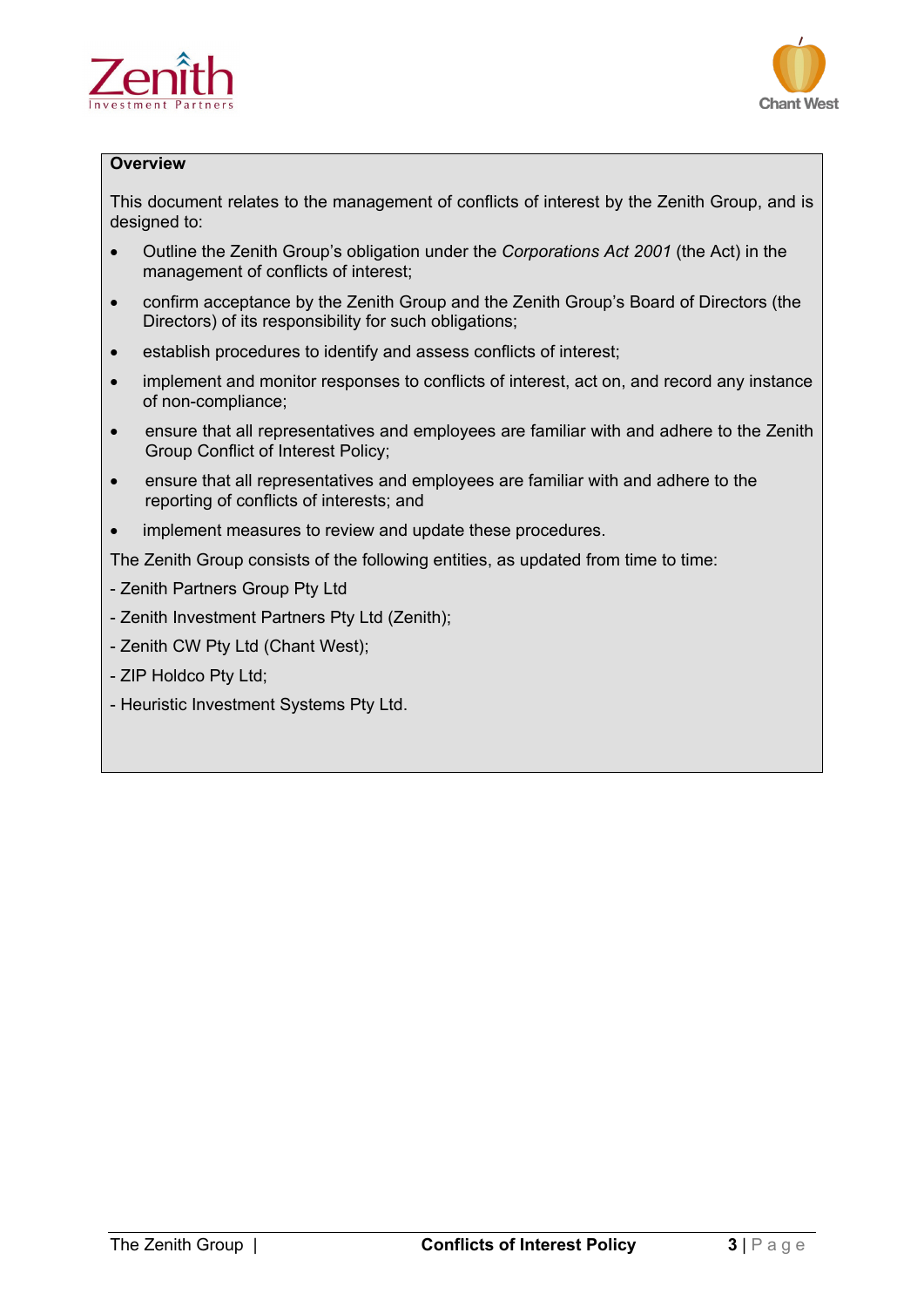## Overview

This document relates to the management of conflicts of interest by the Zenith Group, and is designed to:

- Outline the Zenith Group's obligation under the *Corporations Act 2001* (the Act) in the management of conflicts of interest;
- confirm acceptance by the Zenith Group and the Zenith Group's Board of Directors (the Directors) of its responsibility for such obligations;
- establish procedures to identify and assess conflicts of interest;
- implement and monitor responses to conflicts of interest, act on, and record any instance of non-compliance;
- ensure that all representatives and employees are familiar with and adhere to the Zenith Group Conflict of Interest Policy;
- ensure that all representatives and employees are familiar with and adhere to the reporting of conflicts of interests; and
- implement measures to review and update these procedures.

The Zenith Group consists of the following entities, as updated from time to time:

- Zenith Partners Group Pty Ltd
- Zenith Investment Partners Pty Ltd (Zenith);
- Zenith CW Pty Ltd (Chant West);
- ZIP Holdco Pty Ltd;
- Heuristic Investment Systems Pty Ltd.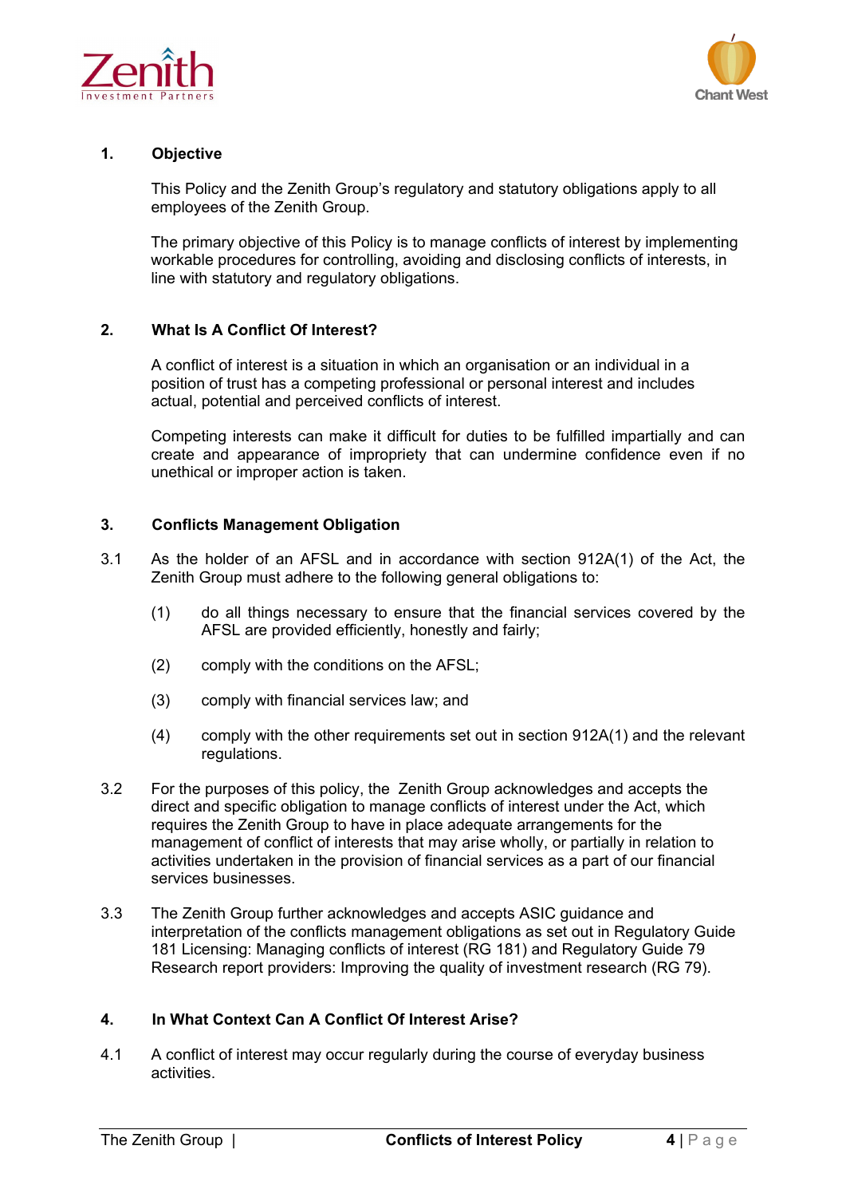## 1. Objective

This Policy and the Zenith Group's regulatory and statutory obligations apply to all employees of the Zenith Group.

The primary objective of this Policy is to manage conflicts of interest by implementing workable procedures for controlling, avoiding and disclosing conflicts of interests, in line with statutory and regulatory obligations.

## 2. What Is A Conflict Of Interest?

A conflict of interest is a situation in which an organisation or an individual in a position of trust has a competing professional or personal interest and includes actual, potential and perceived conflicts of interest.

Competing interests can make it difficult for duties to be fulfilled impartially and can create and appearance of impropriety that can undermine confidence even if no unethical or improper action is taken.

## 3. Conflicts Management Obligation

3.1 As the holder of an AFSL and in accordance with section 912A(1) of the Act, the Zenith Group must adhere to the following general obligations to:

(1) do all things necessary to ensure that the financial services covered by the AFSL are provided efficiently, honestly and fairly;

(2) comply with the conditions on the AFSL;

(3) comply with financial services law; and

(4) comply with the other requirements set out in section 912A(1) and the relevant regulations.

3.2 For the purposes of this policy, the Zenith Group acknowledges and accepts the direct and specific obligation to manage conflicts of interest under the Act, which requires the Zenith Group to have in place adequate arrangements for the management of conflict of interests that may arise wholly, or partially in relation to activities undertaken in the provision of financial services as a part of our financial services businesses.

3.3 The Zenith Group further acknowledges and accepts ASIC guidance and interpretation of the conflicts management obligations as set out in Regulatory Guide 181 Licensing: Managing conflicts of interest (RG 181) and Regulatory Guide 79 Research report providers: Improving the quality of investment research (RG 79).

## 4. In What Context Can A Conflict Of Interest Arise?

4.1 A conflict of interest may occur regularly during the course of everyday business activities.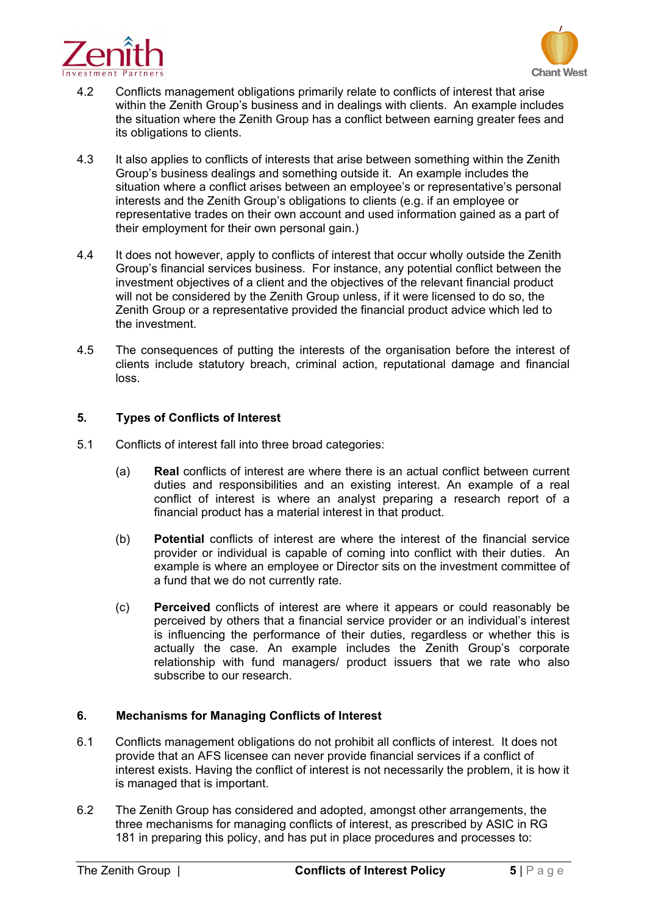4.2 Conflicts management obligations primarily relate to conflicts of interest that arise within the Zenith Group's business and in dealings with clients. An example includes the situation where the Zenith Group has a conflict between earning greater fees and its obligations to clients.

4.3 It also applies to conflicts of interests that arise between something within the Zenith Group's business dealings and something outside it. An example includes the situation where a conflict arises between an employee's or representative's personal interests and the Zenith Group's obligations to clients (e.g. if an employee or representative trades on their own account and used information gained as a part of their employment for their own personal gain.)

4.4 It does not however, apply to conflicts of interest that occur wholly outside the Zenith Group's financial services business. For instance, any potential conflict between the investment objectives of a client and the objectives of the relevant financial product will not be considered by the Zenith Group unless, if it were licensed to do so, the Zenith Group or a representative provided the financial product advice which led to the investment.

4.5 The consequences of putting the interests of the organisation before the interest of clients include statutory breach, criminal action, reputational damage and financial loss.

## 5. Types of Conflicts of Interest

5.1 Conflicts of interest fall into three broad categories:

(a) **Real** conflicts of interest are where there is an actual conflict between current duties and responsibilities and an existing interest. An example of a real conflict of interest is where an analyst preparing a research report of a financial product has a material interest in that product.

(b) **Potential** conflicts of interest are where the interest of the financial service provider or individual is capable of coming into conflict with their duties. An example is where an employee or Director sits on the investment committee of a fund that we do not currently rate.

(c) **Perceived** conflicts of interest are where it appears or could reasonably be perceived by others that a financial service provider or an individual's interest is influencing the performance of their duties, regardless or whether this is actually the case. An example includes the Zenith Group's corporate relationship with fund managers/ product issuers that we rate who also subscribe to our research.

## 6. Mechanisms for Managing Conflicts of Interest

6.1 Conflicts management obligations do not prohibit all conflicts of interest. It does not provide that an AFS licensee can never provide financial services if a conflict of interest exists. Having the conflict of interest is not necessarily the problem, it is how it is managed that is important.

6.2 The Zenith Group has considered and adopted, amongst other arrangements, the three mechanisms for managing conflicts of interest, as prescribed by ASIC in RG 181 in preparing this policy, and has put in place procedures and processes to: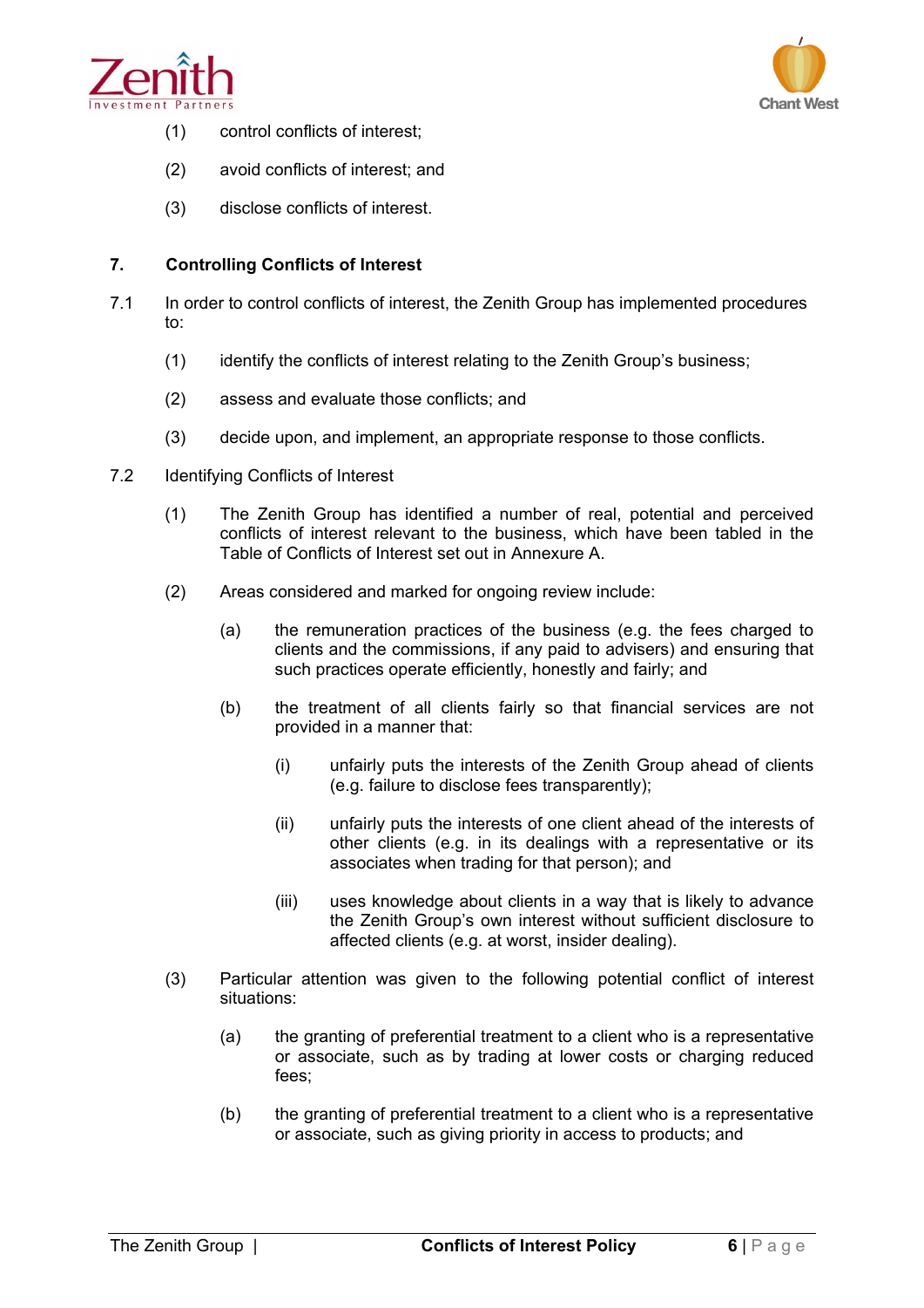(1) control conflicts of interest;

(2) avoid conflicts of interest; and

(3) disclose conflicts of interest.

## 7. Controlling Conflicts of Interest

7.1 In order to control conflicts of interest, the Zenith Group has implemented procedures to:

(1) identify the conflicts of interest relating to the Zenith Group's business;

(2) assess and evaluate those conflicts; and

(3) decide upon, and implement, an appropriate response to those conflicts.

7.2 Identifying Conflicts of Interest

(1) The Zenith Group has identified a number of real, potential and perceived conflicts of interest relevant to the business, which have been tabled in the Table of Conflicts of Interest set out in Annexure A.

(2) Areas considered and marked for ongoing review include:

(a) the remuneration practices of the business (e.g. the fees charged to clients and the commissions, if any paid to advisers) and ensuring that such practices operate efficiently, honestly and fairly; and

(b) the treatment of all clients fairly so that financial services are not provided in a manner that:

(i) unfairly puts the interests of the Zenith Group ahead of clients (e.g. failure to disclose fees transparently);

(ii) unfairly puts the interests of one client ahead of the interests of other clients (e.g. in its dealings with a representative or its associates when trading for that person); and

(iii) uses knowledge about clients in a way that is likely to advance the Zenith Group's own interest without sufficient disclosure to affected clients (e.g. at worst, insider dealing).

(3) Particular attention was given to the following potential conflict of interest situations:

(a) the granting of preferential treatment to a client who is a representative or associate, such as by trading at lower costs or charging reduced fees;

(b) the granting of preferential treatment to a client who is a representative or associate, such as giving priority in access to products; and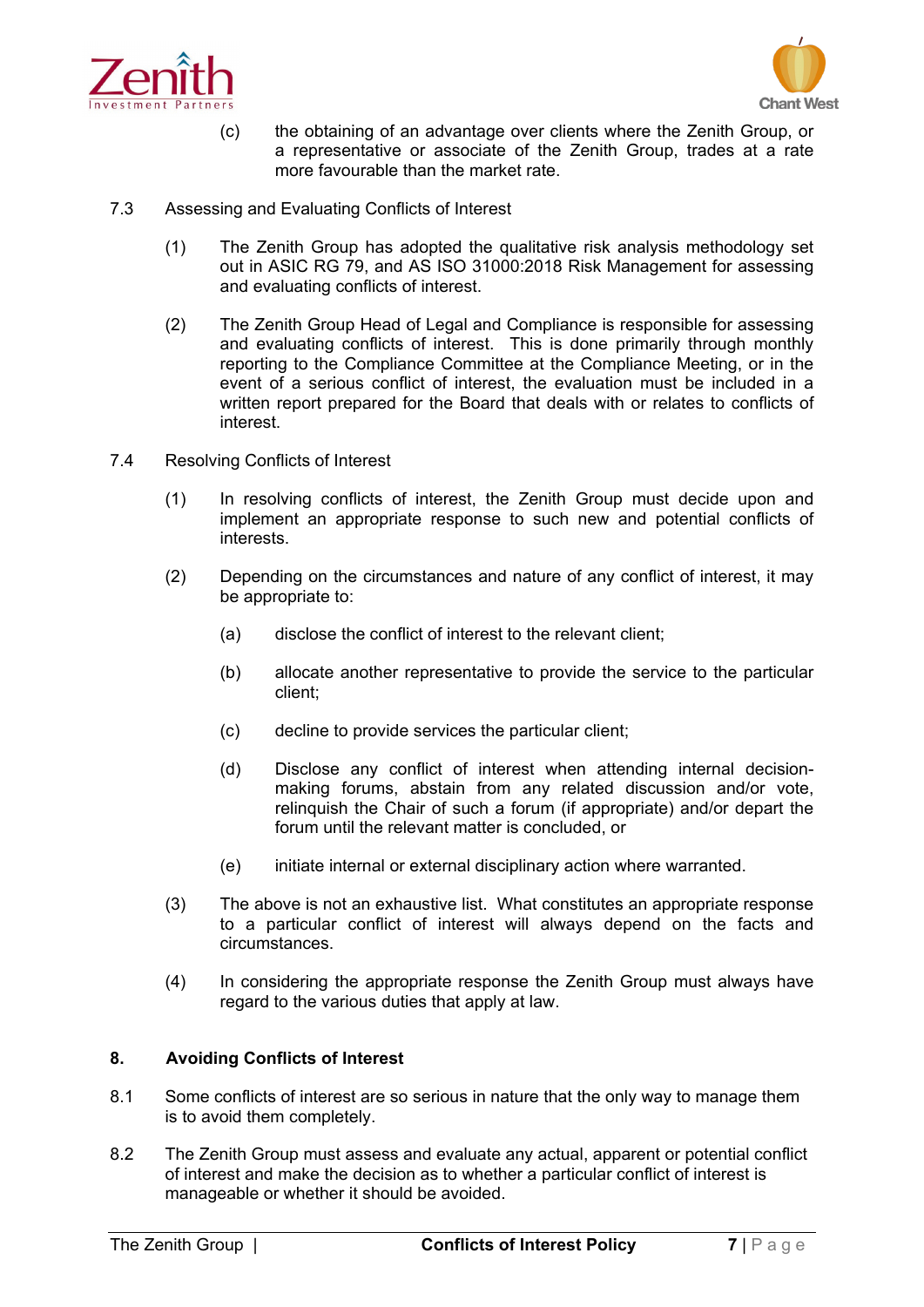(c) the obtaining of an advantage over clients where the Zenith Group, or a representative or associate of the Zenith Group, trades at a rate more favourable than the market rate.

7.3 Assessing and Evaluating Conflicts of Interest

(1) The Zenith Group has adopted the qualitative risk analysis methodology set out in ASIC RG 79, and AS ISO 31000:2018 Risk Management for assessing and evaluating conflicts of interest.

(2) The Zenith Group Head of Legal and Compliance is responsible for assessing and evaluating conflicts of interest. This is done primarily through monthly reporting to the Compliance Committee at the Compliance Meeting, or in the event of a serious conflict of interest, the evaluation must be included in a written report prepared for the Board that deals with or relates to conflicts of interest.

7.4 Resolving Conflicts of Interest

(1) In resolving conflicts of interest, the Zenith Group must decide upon and implement an appropriate response to such new and potential conflicts of interests.

(2) Depending on the circumstances and nature of any conflict of interest, it may be appropriate to:

(a) disclose the conflict of interest to the relevant client;

(b) allocate another representative to provide the service to the particular client;

(c) decline to provide services the particular client;

(d) Disclose any conflict of interest when attending internal decision-making forums, abstain from any related discussion and/or vote, relinquish the Chair of such a forum (if appropriate) and/or depart the forum until the relevant matter is concluded, or

(e) initiate internal or external disciplinary action where warranted.

(3) The above is not an exhaustive list. What constitutes an appropriate response to a particular conflict of interest will always depend on the facts and circumstances.

(4) In considering the appropriate response the Zenith Group must always have regard to the various duties that apply at law.

## 8. Avoiding Conflicts of Interest

8.1 Some conflicts of interest are so serious in nature that the only way to manage them is to avoid them completely.

8.2 The Zenith Group must assess and evaluate any actual, apparent or potential conflict of interest and make the decision as to whether a particular conflict of interest is manageable or whether it should be avoided.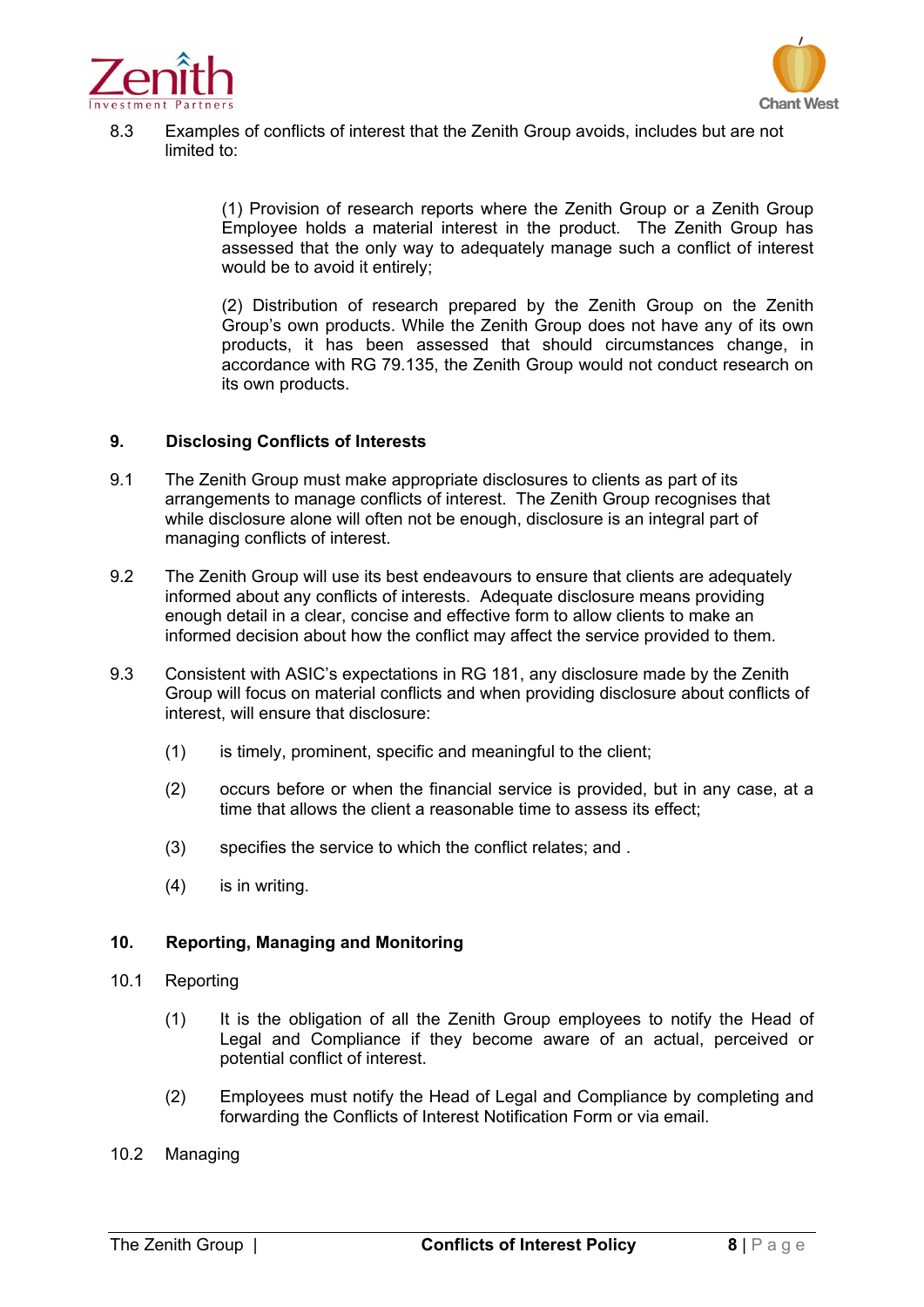8.3 Examples of conflicts of interest that the Zenith Group avoids, includes but are not limited to:

(1) Provision of research reports where the Zenith Group or a Zenith Group Employee holds a material interest in the product. The Zenith Group has assessed that the only way to adequately manage such a conflict of interest would be to avoid it entirely;

(2) Distribution of research prepared by the Zenith Group on the Zenith Group's own products. While the Zenith Group does not have any of its own products, it has been assessed that should circumstances change, in accordance with RG 79.135, the Zenith Group would not conduct research on its own products.

## 9. Disclosing Conflicts of Interests

9.1 The Zenith Group must make appropriate disclosures to clients as part of its arrangements to manage conflicts of interest. The Zenith Group recognises that while disclosure alone will often not be enough, disclosure is an integral part of managing conflicts of interest.

9.2 The Zenith Group will use its best endeavours to ensure that clients are adequately informed about any conflicts of interests. Adequate disclosure means providing enough detail in a clear, concise and effective form to allow clients to make an informed decision about how the conflict may affect the service provided to them.

9.3 Consistent with ASIC's expectations in RG 181, any disclosure made by the Zenith Group will focus on material conflicts and when providing disclosure about conflicts of interest, will ensure that disclosure:

(1) is timely, prominent, specific and meaningful to the client;

(2) occurs before or when the financial service is provided, but in any case, at a time that allows the client a reasonable time to assess its effect;

(3) specifies the service to which the conflict relates; and .

(4) is in writing.

## 10. Reporting, Managing and Monitoring

10.1 Reporting

(1) It is the obligation of all the Zenith Group employees to notify the Head of Legal and Compliance if they become aware of an actual, perceived or potential conflict of interest.

(2) Employees must notify the Head of Legal and Compliance by completing and forwarding the Conflicts of Interest Notification Form or via email.

10.2 Managing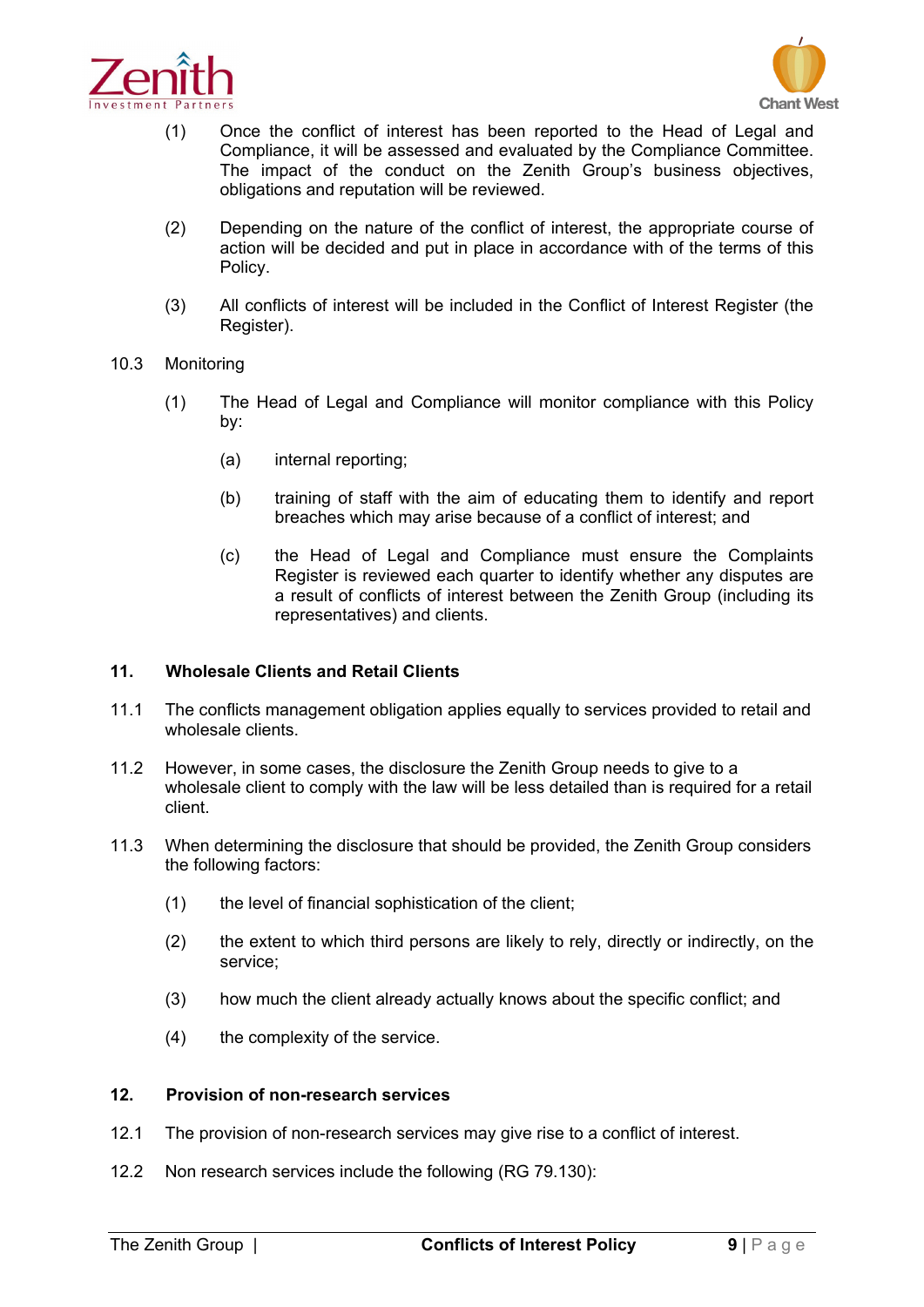(1) Once the conflict of interest has been reported to the Head of Legal and Compliance, it will be assessed and evaluated by the Compliance Committee. The impact of the conduct on the Zenith Group's business objectives, obligations and reputation will be reviewed.

(2) Depending on the nature of the conflict of interest, the appropriate course of action will be decided and put in place in accordance with of the terms of this Policy.

(3) All conflicts of interest will be included in the Conflict of Interest Register (the Register).

10.3 Monitoring

(1) The Head of Legal and Compliance will monitor compliance with this Policy by:

(a) internal reporting;

(b) training of staff with the aim of educating them to identify and report breaches which may arise because of a conflict of interest; and

(c) the Head of Legal and Compliance must ensure the Complaints Register is reviewed each quarter to identify whether any disputes are a result of conflicts of interest between the Zenith Group (including its representatives) and clients.

## 11. Wholesale Clients and Retail Clients

11.1 The conflicts management obligation applies equally to services provided to retail and wholesale clients.

11.2 However, in some cases, the disclosure the Zenith Group needs to give to a wholesale client to comply with the law will be less detailed than is required for a retail client.

11.3 When determining the disclosure that should be provided, the Zenith Group considers the following factors:

(1) the level of financial sophistication of the client;

(2) the extent to which third persons are likely to rely, directly or indirectly, on the service;

(3) how much the client already actually knows about the specific conflict; and

(4) the complexity of the service.

## 12. Provision of non-research services

12.1 The provision of non-research services may give rise to a conflict of interest.

12.2 Non research services include the following (RG 79.130):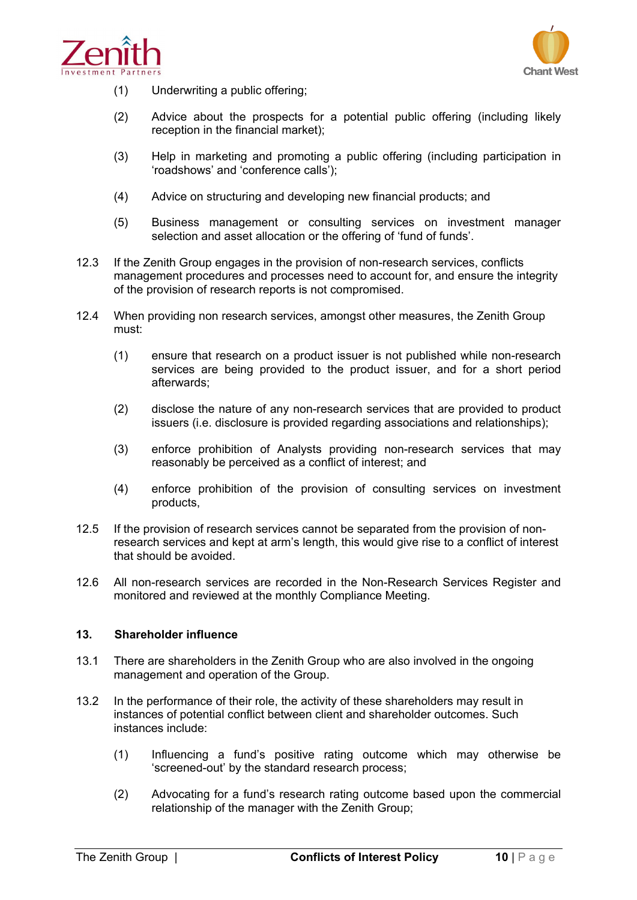(1) Underwriting a public offering;

(2) Advice about the prospects for a potential public offering (including likely reception in the financial market);

(3) Help in marketing and promoting a public offering (including participation in 'roadshows' and 'conference calls');

(4) Advice on structuring and developing new financial products; and

(5) Business management or consulting services on investment manager selection and asset allocation or the offering of 'fund of funds'.

12.3 If the Zenith Group engages in the provision of non-research services, conflicts management procedures and processes need to account for, and ensure the integrity of the provision of research reports is not compromised.

12.4 When providing non research services, amongst other measures, the Zenith Group must:

(1) ensure that research on a product issuer is not published while non-research services are being provided to the product issuer, and for a short period afterwards;

(2) disclose the nature of any non-research services that are provided to product issuers (i.e. disclosure is provided regarding associations and relationships);

(3) enforce prohibition of Analysts providing non-research services that may reasonably be perceived as a conflict of interest; and

(4) enforce prohibition of the provision of consulting services on investment products,

12.5 If the provision of research services cannot be separated from the provision of non-research services and kept at arm's length, this would give rise to a conflict of interest that should be avoided.

12.6 All non-research services are recorded in the Non-Research Services Register and monitored and reviewed at the monthly Compliance Meeting.

## 13. Shareholder influence

13.1 There are shareholders in the Zenith Group who are also involved in the ongoing management and operation of the Group.

13.2 In the performance of their role, the activity of these shareholders may result in instances of potential conflict between client and shareholder outcomes. Such instances include:

(1) Influencing a fund's positive rating outcome which may otherwise be 'screened-out' by the standard research process;

(2) Advocating for a fund's research rating outcome based upon the commercial relationship of the manager with the Zenith Group;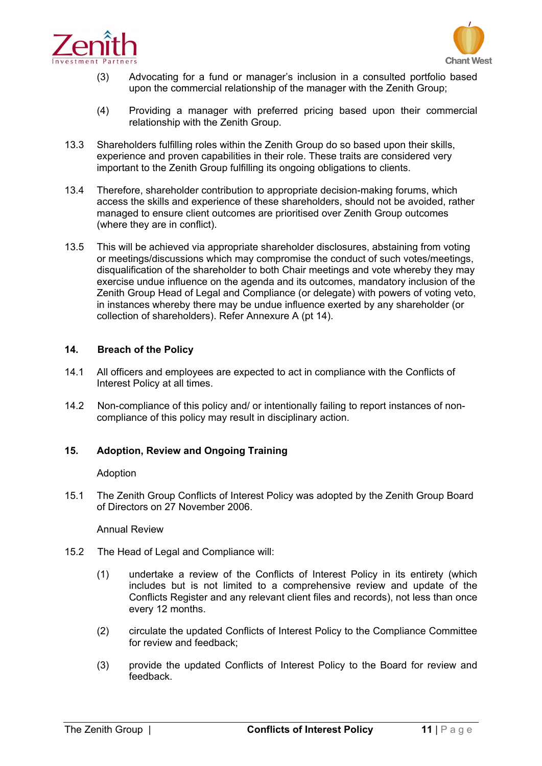(3) Advocating for a fund or manager's inclusion in a consulted portfolio based upon the commercial relationship of the manager with the Zenith Group;

(4) Providing a manager with preferred pricing based upon their commercial relationship with the Zenith Group.

13.3 Shareholders fulfilling roles within the Zenith Group do so based upon their skills, experience and proven capabilities in their role. These traits are considered very important to the Zenith Group fulfilling its ongoing obligations to clients.

13.4 Therefore, shareholder contribution to appropriate decision-making forums, which access the skills and experience of these shareholders, should not be avoided, rather managed to ensure client outcomes are prioritised over Zenith Group outcomes (where they are in conflict).

13.5 This will be achieved via appropriate shareholder disclosures, abstaining from voting or meetings/discussions which may compromise the conduct of such votes/meetings, disqualification of the shareholder to both Chair meetings and vote whereby they may exercise undue influence on the agenda and its outcomes, mandatory inclusion of the Zenith Group Head of Legal and Compliance (or delegate) with powers of voting veto, in instances whereby there may be undue influence exerted by any shareholder (or collection of shareholders). Refer Annexure A (pt 14).

## 14. Breach of the Policy

14.1 All officers and employees are expected to act in compliance with the Conflicts of Interest Policy at all times.

14.2 Non-compliance of this policy and/ or intentionally failing to report instances of non-compliance of this policy may result in disciplinary action.

## 15. Adoption, Review and Ongoing Training

Adoption

15.1 The Zenith Group Conflicts of Interest Policy was adopted by the Zenith Group Board of Directors on 27 November 2006.

Annual Review

15.2 The Head of Legal and Compliance will:

(1) undertake a review of the Conflicts of Interest Policy in its entirety (which includes but is not limited to a comprehensive review and update of the Conflicts Register and any relevant client files and records), not less than once every 12 months.

(2) circulate the updated Conflicts of Interest Policy to the Compliance Committee for review and feedback;

(3) provide the updated Conflicts of Interest Policy to the Board for review and feedback.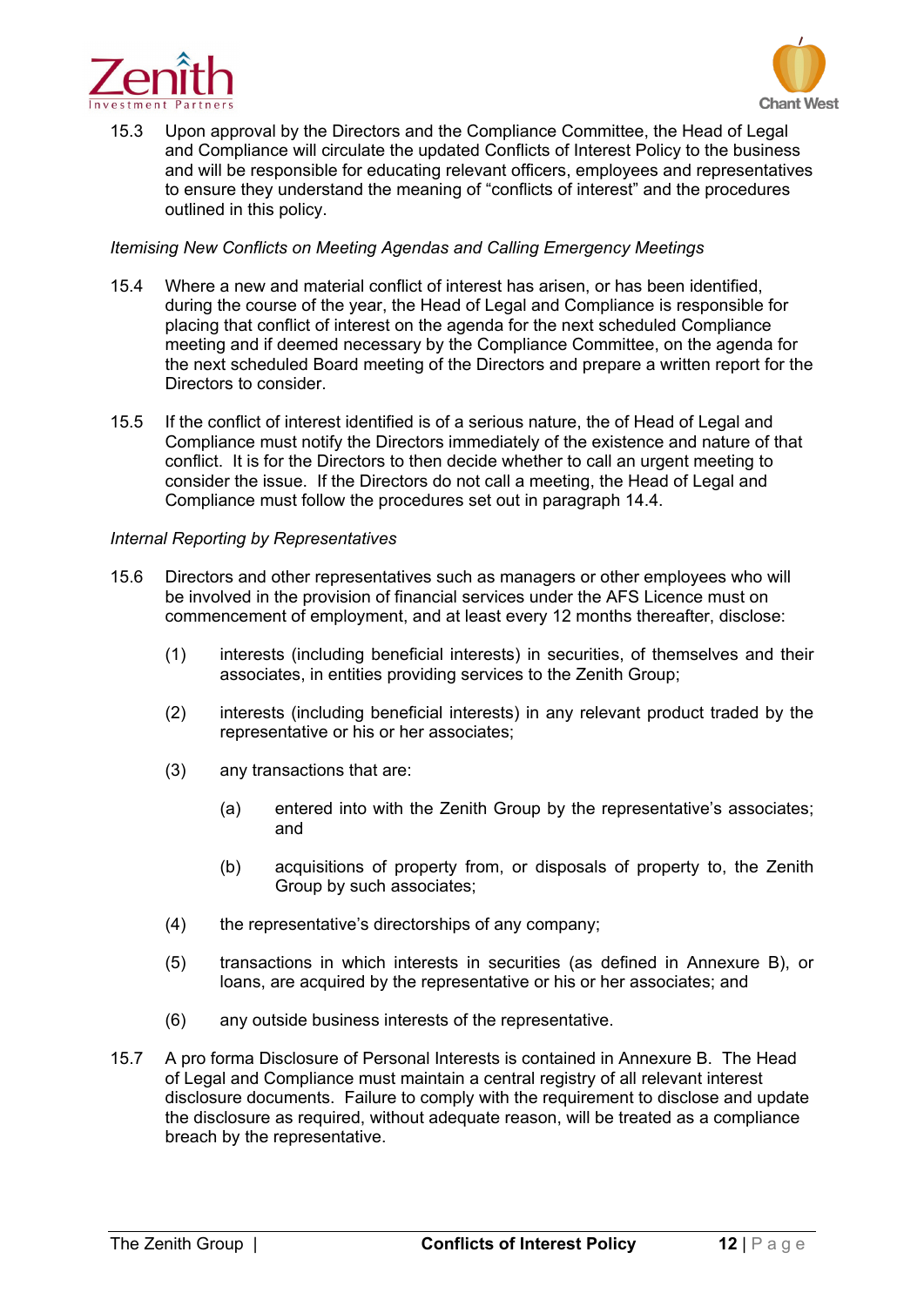15.3 Upon approval by the Directors and the Compliance Committee, the Head of Legal and Compliance will circulate the updated Conflicts of Interest Policy to the business and will be responsible for educating relevant officers, employees and representatives to ensure they understand the meaning of "conflicts of interest" and the procedures outlined in this policy.

*Itemising New Conflicts on Meeting Agendas and Calling Emergency Meetings*

15.4 Where a new and material conflict of interest has arisen, or has been identified, during the course of the year, the Head of Legal and Compliance is responsible for placing that conflict of interest on the agenda for the next scheduled Compliance meeting and if deemed necessary by the Compliance Committee, on the agenda for the next scheduled Board meeting of the Directors and prepare a written report for the Directors to consider.

15.5 If the conflict of interest identified is of a serious nature, the of Head of Legal and Compliance must notify the Directors immediately of the existence and nature of that conflict. It is for the Directors to then decide whether to call an urgent meeting to consider the issue. If the Directors do not call a meeting, the Head of Legal and Compliance must follow the procedures set out in paragraph 14.4.

*Internal Reporting by Representatives*

15.6 Directors and other representatives such as managers or other employees who will be involved in the provision of financial services under the AFS Licence must on commencement of employment, and at least every 12 months thereafter, disclose:

(1) interests (including beneficial interests) in securities, of themselves and their associates, in entities providing services to the Zenith Group;

(2) interests (including beneficial interests) in any relevant product traded by the representative or his or her associates;

(3) any transactions that are:

(a) entered into with the Zenith Group by the representative's associates; and

(b) acquisitions of property from, or disposals of property to, the Zenith Group by such associates;

(4) the representative's directorships of any company;

(5) transactions in which interests in securities (as defined in Annexure B), or loans, are acquired by the representative or his or her associates; and

(6) any outside business interests of the representative.

15.7 A pro forma Disclosure of Personal Interests is contained in Annexure B. The Head of Legal and Compliance must maintain a central registry of all relevant interest disclosure documents. Failure to comply with the requirement to disclose and update the disclosure as required, without adequate reason, will be treated as a compliance breach by the representative.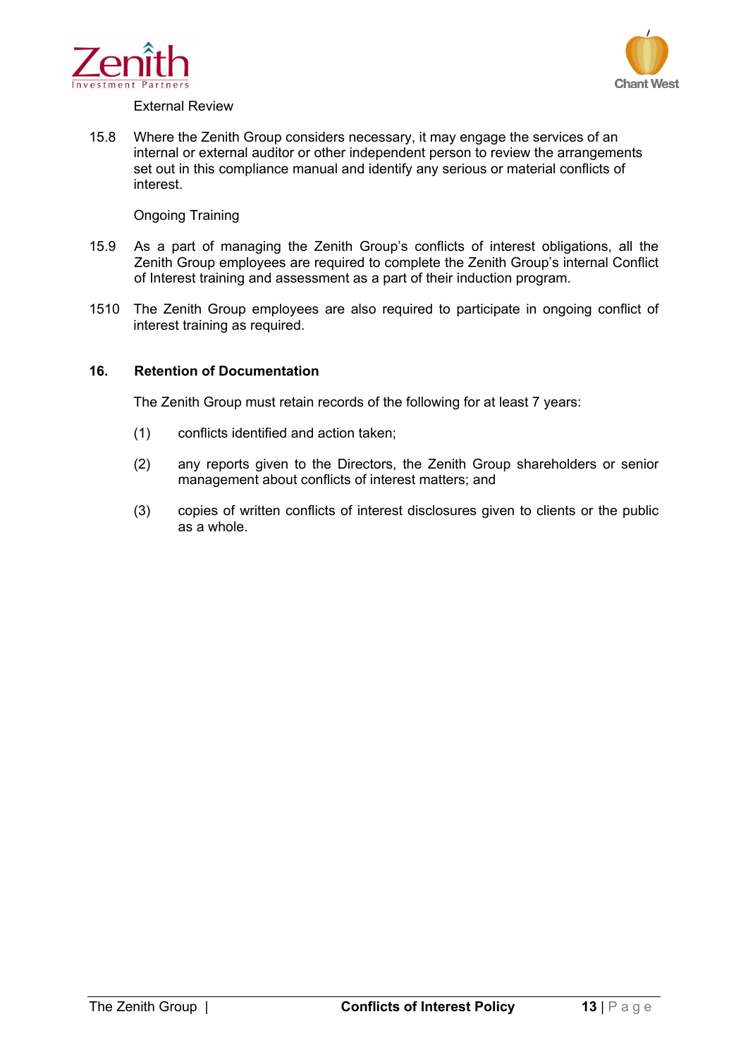External Review

15.8 Where the Zenith Group considers necessary, it may engage the services of an internal or external auditor or other independent person to review the arrangements set out in this compliance manual and identify any serious or material conflicts of interest.

Ongoing Training

15.9 As a part of managing the Zenith Group's conflicts of interest obligations, all the Zenith Group employees are required to complete the Zenith Group's internal Conflict of Interest training and assessment as a part of their induction program.

1510 The Zenith Group employees are also required to participate in ongoing conflict of interest training as required.

## 16. Retention of Documentation

The Zenith Group must retain records of the following for at least 7 years:

(1) conflicts identified and action taken;

(2) any reports given to the Directors, the Zenith Group shareholders or senior management about conflicts of interest matters; and

(3) copies of written conflicts of interest disclosures given to clients or the public as a whole.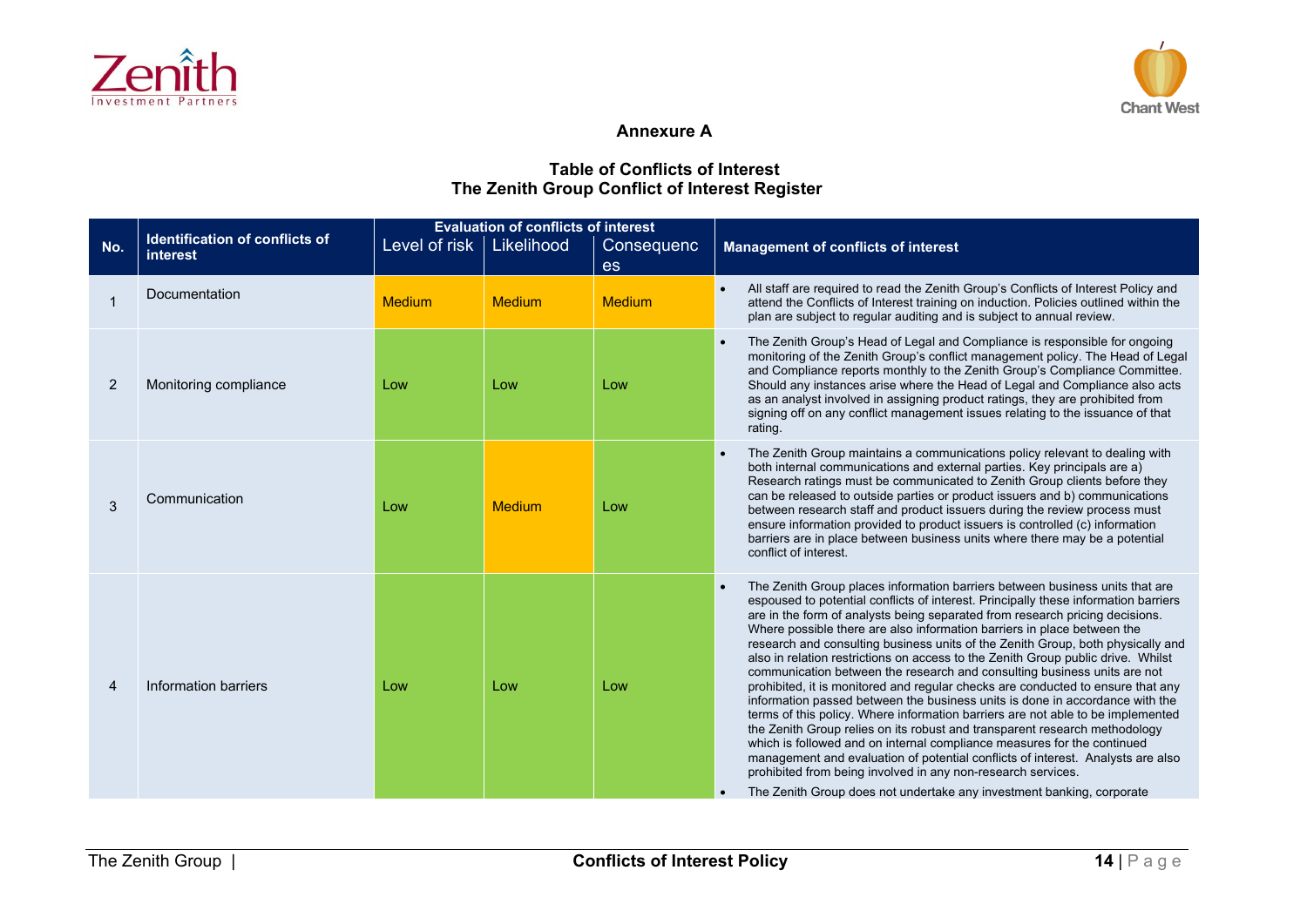**Annexure A**

**Table of Conflicts of Interest**
**The Zenith Group Conflict of Interest Register**

| No. | Identification of conflicts of interest | Evaluation of conflicts of interest | | | Management of conflicts of interest |
|---|---|---|---|---|---|
| | | Level of risk | Likelihood | Consequences | |
| 1 | Documentation | Medium | Medium | Medium | • All staff are required to read the Zenith Group's Conflicts of Interest Policy and attend the Conflicts of Interest training on induction. Policies outlined within the plan are subject to regular auditing and is subject to annual review. |
| 2 | Monitoring compliance | Low | Low | Low | • The Zenith Group's Head of Legal and Compliance is responsible for ongoing monitoring of the Zenith Group's conflict management policy. The Head of Legal and Compliance reports monthly to the Zenith Group's Compliance Committee. Should any instances arise where the Head of Legal and Compliance also acts as an analyst involved in assigning product ratings, they are prohibited from signing off on any conflict management issues relating to the issuance of that rating. |
| 3 | Communication | Low | Medium | Low | • The Zenith Group maintains a communications policy relevant to dealing with both internal communications and external parties. Key principals are a) Research ratings must be communicated to Zenith Group clients before they can be released to outside parties or product issuers and b) communications between research staff and product issuers during the review process must ensure information provided to product issuers is controlled (c) information barriers are in place between business units where there may be a potential conflict of interest. |
| 4 | Information barriers | Low | Low | Low | • The Zenith Group places information barriers between business units that are espoused to potential conflicts of interest. Principally these information barriers are in the form of analysts being separated from research pricing decisions. Where possible there are also information barriers in place between the research and consulting business units of the Zenith Group, both physically and also in relation restrictions on access to the Zenith Group public drive. Whilst communication between the research and consulting business units are not prohibited, it is monitored and regular checks are conducted to ensure that any information passed between the business units is done in accordance with the terms of this policy. Where information barriers are not able to be implemented the Zenith Group relies on its robust and transparent research methodology which is followed and on internal compliance measures for the continued management and evaluation of potential conflicts of interest. Analysts are also prohibited from being involved in any non-research services.<br>• The Zenith Group does not undertake any investment banking, corporate |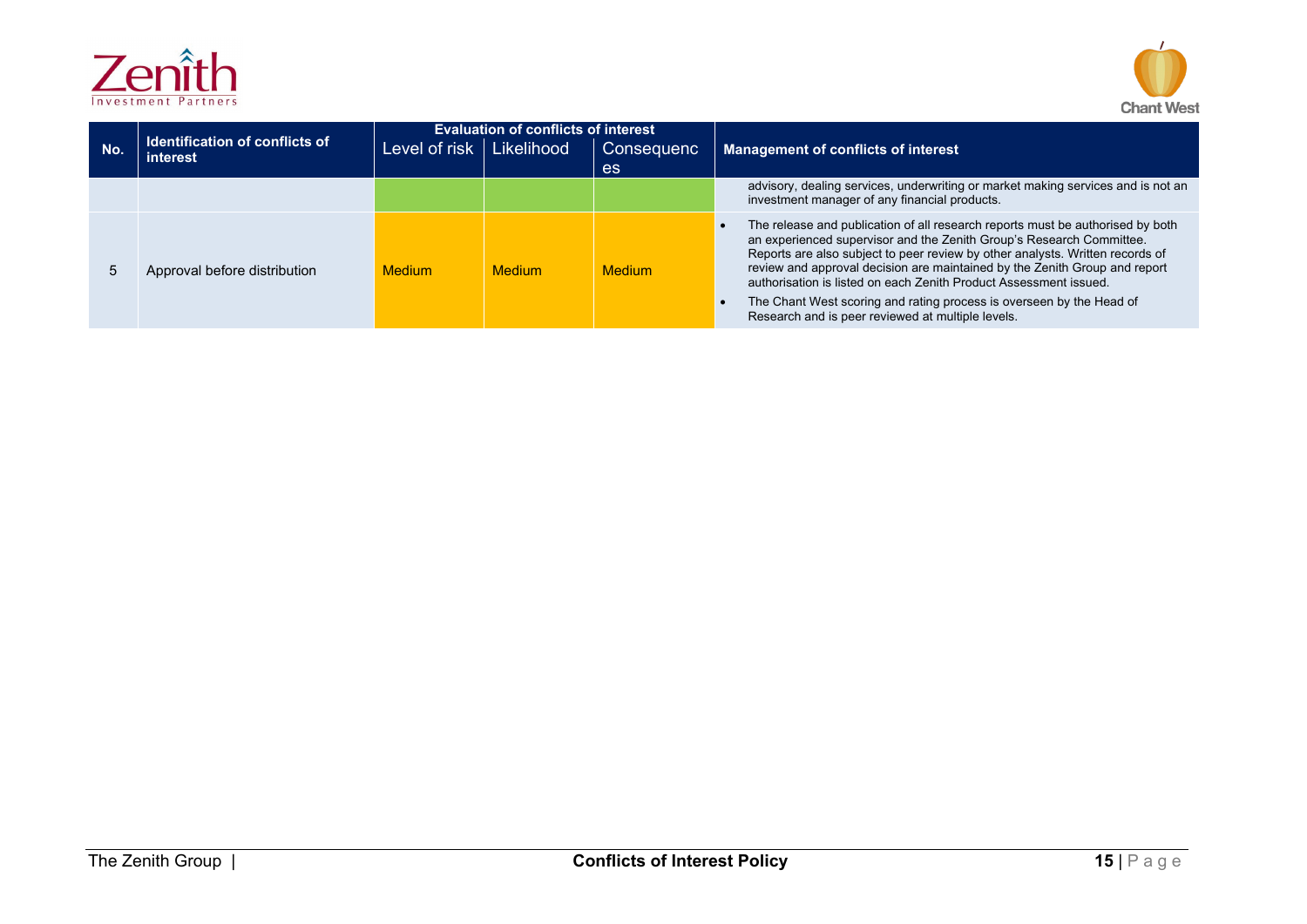| No. | Identification of conflicts of interest | Evaluation of conflicts of interest | | | Management of conflicts of interest |
|---|---|---|---|---|---|
| | | Level of risk | Likelihood | Consequences | |
| | | | | | advisory, dealing services, underwriting or market making services and is not an investment manager of any financial products. |
| 5 | Approval before distribution | Medium | Medium | Medium | • The release and publication of all research reports must be authorised by both an experienced supervisor and the Zenith Group's Research Committee. Reports are also subject to peer review by other analysts. Written records of review and approval decision are maintained by the Zenith Group and report authorisation is listed on each Zenith Product Assessment issued.<br>• The Chant West scoring and rating process is overseen by the Head of Research and is peer reviewed at multiple levels. |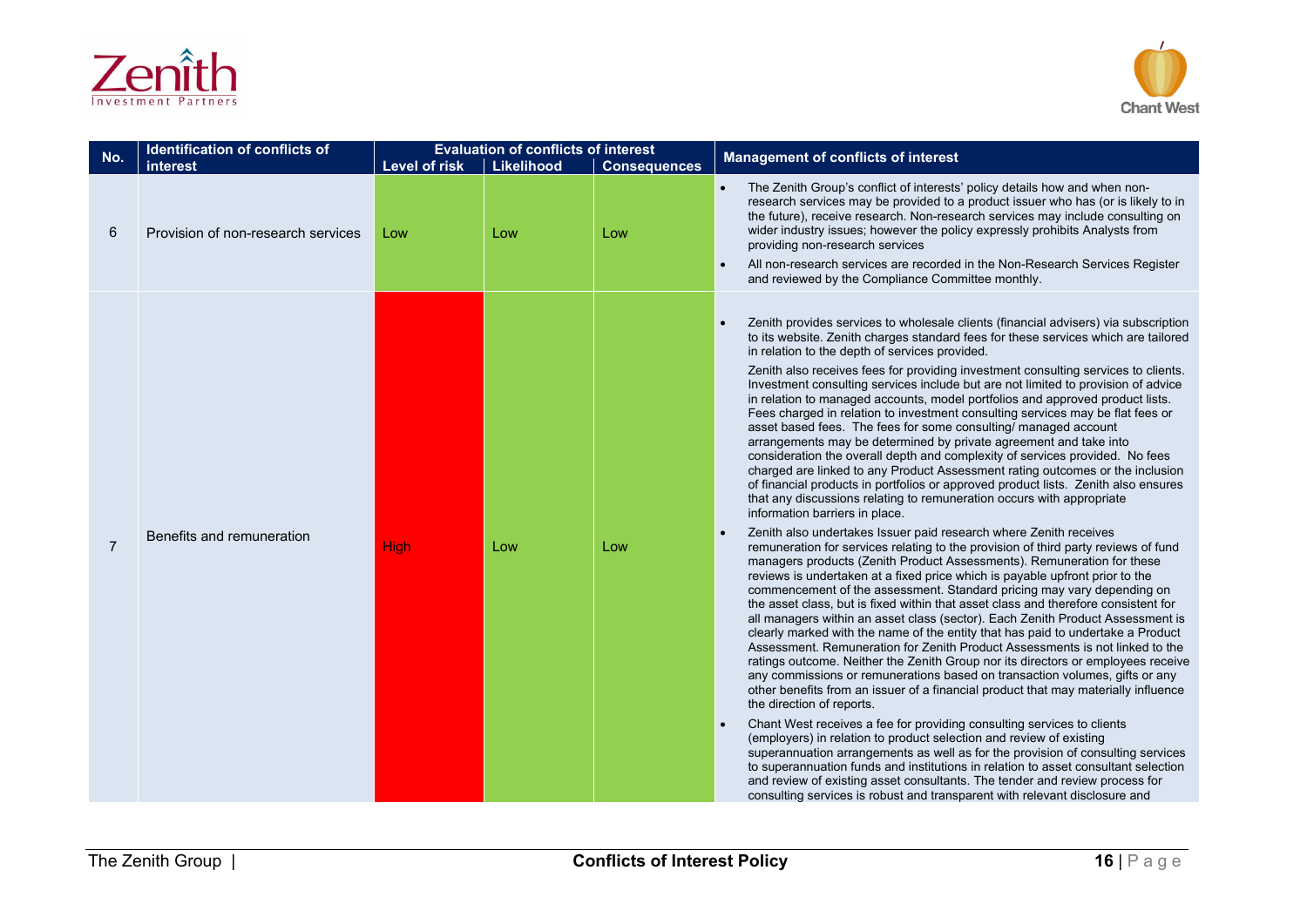| No. | Identification of conflicts of interest | Evaluation of conflicts of interest | | | Management of conflicts of interest |
|---|---|---|---|---|---|
| | | Level of risk | Likelihood | Consequences | |
| 6 | Provision of non-research services | Low | Low | Low | • The Zenith Group's conflict of interests' policy details how and when non-research services may be provided to a product issuer who has (or is likely to in the future), receive research. Non-research services may include consulting on wider industry issues; however the policy expressly prohibits Analysts from providing non-research services<br>• All non-research services are recorded in the Non-Research Services Register and reviewed by the Compliance Committee monthly. |
| 7 | Benefits and remuneration | High | Low | Low | • Zenith provides services to wholesale clients (financial advisers) via subscription to its website. Zenith charges standard fees for these services which are tailored in relation to the depth of services provided.<br>Zenith also receives fees for providing investment consulting services to clients. Investment consulting services include but are not limited to provision of advice in relation to managed accounts, model portfolios and approved product lists. Fees charged in relation to investment consulting services may be flat fees or asset based fees. The fees for some consulting/ managed account arrangements may be determined by private agreement and take into consideration the overall depth and complexity of services provided. No fees charged are linked to any Product Assessment rating outcomes or the inclusion of financial products in portfolios or approved product lists. Zenith also ensures that any discussions relating to remuneration occurs with appropriate information barriers in place.<br>• Zenith also undertakes Issuer paid research where Zenith receives remuneration for services relating to the provision of third party reviews of fund managers products (Zenith Product Assessments). Remuneration for these reviews is undertaken at a fixed price which is payable upfront prior to the commencement of the assessment. Standard pricing may vary depending on the asset class, but is fixed within that asset class and therefore consistent for all managers within an asset class (sector). Each Zenith Product Assessment is clearly marked with the name of the entity that has paid to undertake a Product Assessment. Remuneration for Zenith Product Assessments is not linked to the ratings outcome. Neither the Zenith Group nor its directors or employees receive any commissions or remunerations based on transaction volumes, gifts or any other benefits from an issuer of a financial product that may materially influence the direction of reports.<br>• Chant West receives a fee for providing consulting services to clients (employers) in relation to product selection and review of existing superannuation arrangements as well as for the provision of consulting services to superannuation funds and institutions in relation to asset consultant selection and review of existing asset consultants. The tender and review process for consulting services is robust and transparent with relevant disclosure and |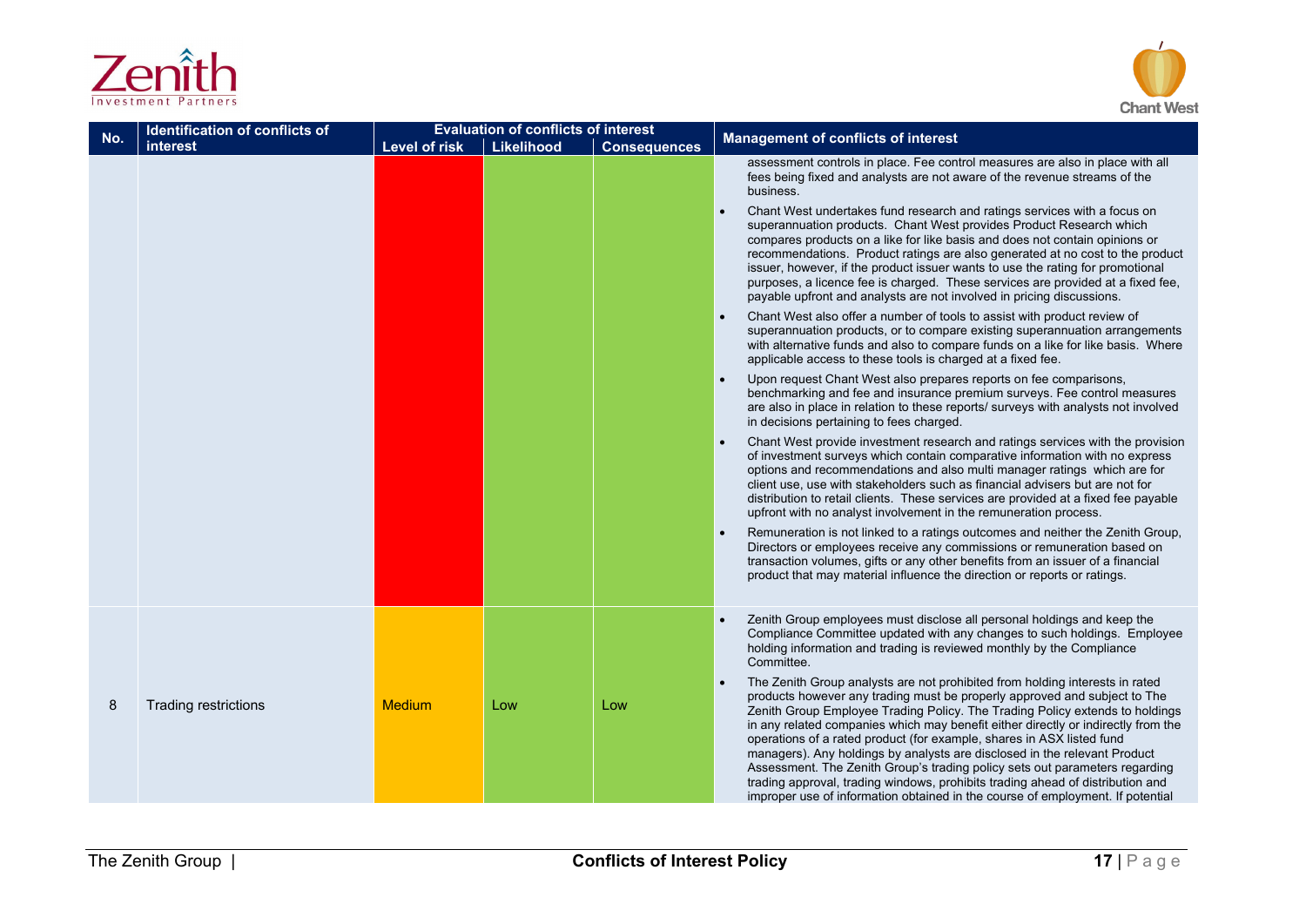| No. | Identification of conflicts of interest | Evaluation of conflicts of interest | | | Management of conflicts of interest |
|---|---|---|---|---|---|
| | | Level of risk | Likelihood | Consequences | |
| | | | | | assessment controls in place. Fee control measures are also in place with all fees being fixed and analysts are not aware of the revenue streams of the business.<br>• Chant West undertakes fund research and ratings services with a focus on superannuation products. Chant West provides Product Research which compares products on a like for like basis and does not contain opinions or recommendations. Product ratings are also generated at no cost to the product issuer, however, if the product issuer wants to use the rating for promotional purposes, a licence fee is charged. These services are provided at a fixed fee, payable upfront and analysts are not involved in pricing discussions.<br>• Chant West also offer a number of tools to assist with product review of superannuation products, or to compare existing superannuation arrangements with alternative funds and also to compare funds on a like for like basis. Where applicable access to these tools is charged at a fixed fee.<br>• Upon request Chant West also prepares reports on fee comparisons, benchmarking and fee and insurance premium surveys. Fee control measures are also in place in relation to these reports/ surveys with analysts not involved in decisions pertaining to fees charged.<br>• Chant West provide investment research and ratings services with the provision of investment surveys which contain comparative information with no express options and recommendations and also multi manager ratings which are for client use, use with stakeholders such as financial advisers but are not for distribution to retail clients. These services are provided at a fixed fee payable upfront with no analyst involvement in the remuneration process.<br>• Remuneration is not linked to a ratings outcomes and neither the Zenith Group, Directors or employees receive any commissions or remuneration based on transaction volumes, gifts or any other benefits from an issuer of a financial product that may material influence the direction or reports or ratings. |
| 8 | Trading restrictions | Medium | Low | Low | • Zenith Group employees must disclose all personal holdings and keep the Compliance Committee updated with any changes to such holdings. Employee holding information and trading is reviewed monthly by the Compliance Committee.<br>• The Zenith Group analysts are not prohibited from holding interests in rated products however any trading must be properly approved and subject to The Zenith Group Employee Trading Policy. The Trading Policy extends to holdings in any related companies which may benefit either directly or indirectly from the operations of a rated product (for example, shares in ASX listed fund managers). Any holdings by analysts are disclosed in the relevant Product Assessment. The Zenith Group's trading policy sets out parameters regarding trading approval, trading windows, prohibits trading ahead of distribution and improper use of information obtained in the course of employment. If potential |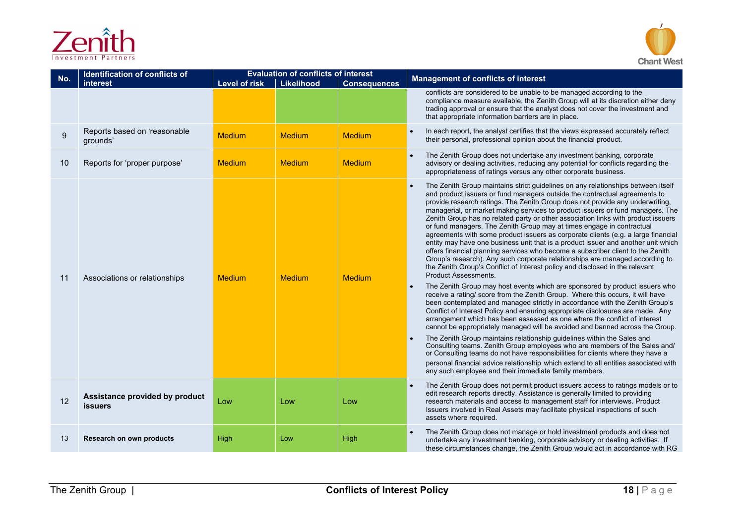| No. | Identification of conflicts of interest | Evaluation of conflicts of interest | | | Management of conflicts of interest |
|---|---|---|---|---|---|
| | | Level of risk | Likelihood | Consequences | |
| | | | | | conflicts are considered to be unable to be managed according to the compliance measure available, the Zenith Group will at its discretion either deny trading approval or ensure that the analyst does not cover the investment and that appropriate information barriers are in place. |
| 9 | Reports based on 'reasonable grounds' | Medium | Medium | Medium | • In each report, the analyst certifies that the views expressed accurately reflect their personal, professional opinion about the financial product. |
| 10 | Reports for 'proper purpose' | Medium | Medium | Medium | • The Zenith Group does not undertake any investment banking, corporate advisory or dealing activities, reducing any potential for conflicts regarding the appropriateness of ratings versus any other corporate business. |
| 11 | Associations or relationships | Medium | Medium | Medium | • The Zenith Group maintains strict guidelines on any relationships between itself and product issuers or fund managers outside the contractual agreements to provide research ratings. The Zenith Group does not provide any underwriting, managerial, or market making services to product issuers or fund managers. The Zenith Group has no related party or other association links with product issuers or fund managers. The Zenith Group may at times engage in contractual agreements with some product issuers as corporate clients (e.g. a large financial entity may have one business unit that is a product issuer and another unit which offers financial planning services who become a subscriber client to the Zenith Group's research). Any such corporate relationships are managed according to the Zenith Group's Conflict of Interest policy and disclosed in the relevant Product Assessments.<br>• The Zenith Group may host events which are sponsored by product issuers who receive a rating/ score from the Zenith Group. Where this occurs, it will have been contemplated and managed strictly in accordance with the Zenith Group's Conflict of Interest Policy and ensuring appropriate disclosures are made. Any arrangement which has been assessed as one where the conflict of interest cannot be appropriately managed will be avoided and banned across the Group.<br>• The Zenith Group maintains relationship guidelines within the Sales and Consulting teams. Zenith Group employees who are members of the Sales and/ or Consulting teams do not have responsibilities for clients where they have a personal financial advice relationship which extend to all entities associated with any such employee and their immediate family members. |
| 12 | **Assistance provided by product issuers** | Low | Low | Low | • The Zenith Group does not permit product issuers access to ratings models or to edit research reports directly. Assistance is generally limited to providing research materials and access to management staff for interviews. Product Issuers involved in Real Assets may facilitate physical inspections of such assets where required. |
| 13 | **Research on own products** | High | Low | High | • The Zenith Group does not manage or hold investment products and does not undertake any investment banking, corporate advisory or dealing activities. If these circumstances change, the Zenith Group would act in accordance with RG |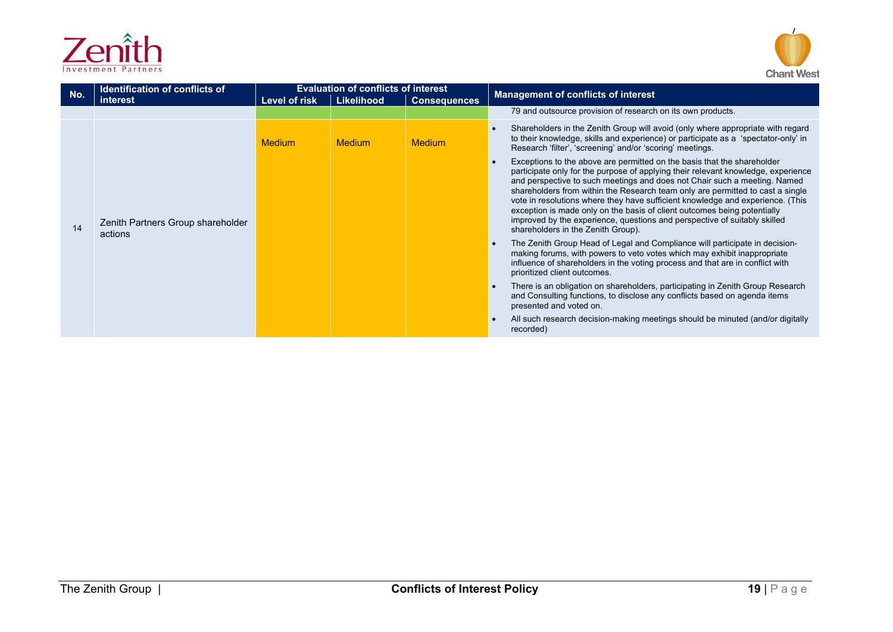| No. | Identification of conflicts of interest | Evaluation of conflicts of interest | | | Management of conflicts of interest |
|---|---|---|---|---|---|
| | | Level of risk | Likelihood | Consequences | |
| | | | | | 79 and outsource provision of research on its own products. |
| 14 | Zenith Partners Group shareholder actions | Medium | Medium | Medium | • Shareholders in the Zenith Group will avoid (only where appropriate with regard to their knowledge, skills and experience) or participate as a 'spectator-only' in Research 'filter', 'screening' and/or 'scoring' meetings.<br>• Exceptions to the above are permitted on the basis that the shareholder participate only for the purpose of applying their relevant knowledge, experience and perspective to such meetings and does not Chair such a meeting. Named shareholders from within the Research team only are permitted to cast a single vote in resolutions where they have sufficient knowledge and experience. (This exception is made only on the basis of client outcomes being potentially improved by the experience, questions and perspective of suitably skilled shareholders in the Zenith Group).<br>• The Zenith Group Head of Legal and Compliance will participate in decision-making forums, with powers to veto votes which may exhibit inappropriate influence of shareholders in the voting process and that are in conflict with prioritized client outcomes.<br>• There is an obligation on shareholders, participating in Zenith Group Research and Consulting functions, to disclose any conflicts based on agenda items presented and voted on.<br>• All such research decision-making meetings should be minuted (and/or digitally recorded) |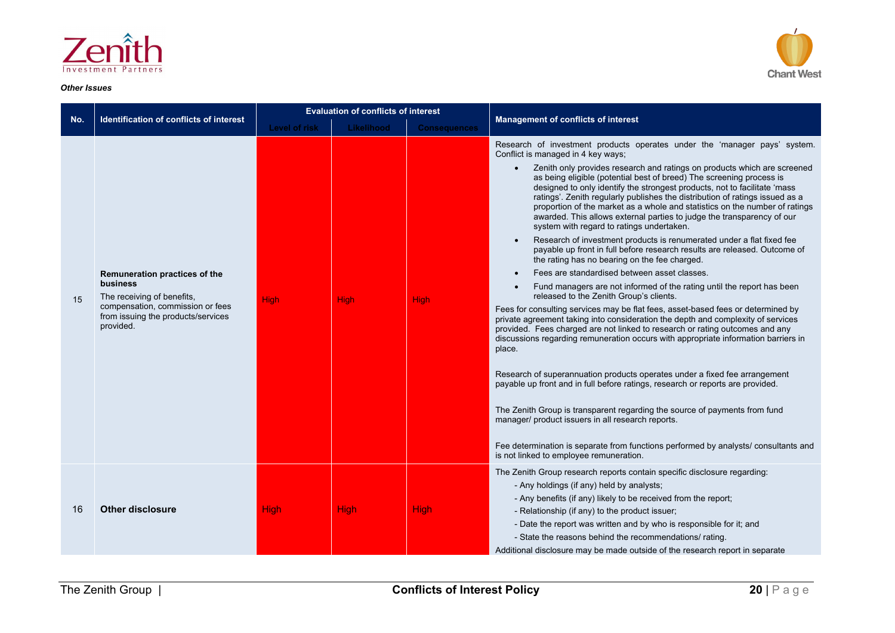*Other Issues*

| No. | Identification of conflicts of interest | Evaluation of conflicts of interest | | | Management of conflicts of interest |
|---|---|---|---|---|---|
| | | Level of risk | Likelihood | Consequences | |
| 15 | **Remuneration practices of the business**<br>The receiving of benefits, compensation, commission or fees from issuing the products/services provided. | High | High | High | Research of investment products operates under the 'manager pays' system. Conflict is managed in 4 key ways;<br>• Zenith only provides research and ratings on products which are screened as being eligible (potential best of breed) The screening process is designed to only identify the strongest products, not to facilitate 'mass ratings'. Zenith regularly publishes the distribution of ratings issued as a proportion of the market as a whole and statistics on the number of ratings awarded. This allows external parties to judge the transparency of our system with regard to ratings undertaken.<br>• Research of investment products is renumerated under a flat fixed fee payable up front in full before research results are released. Outcome of the rating has no bearing on the fee charged.<br>• Fees are standardised between asset classes.<br>• Fund managers are not informed of the rating until the report has been released to the Zenith Group's clients.<br>Fees for consulting services may be flat fees, asset-based fees or determined by private agreement taking into consideration the depth and complexity of services provided. Fees charged are not linked to research or rating outcomes and any discussions regarding remuneration occurs with appropriate information barriers in place.<br><br>Research of superannuation products operates under a fixed fee arrangement payable up front and in full before ratings, research or reports are provided.<br><br>The Zenith Group is transparent regarding the source of payments from fund manager/ product issuers in all research reports.<br><br>Fee determination is separate from functions performed by analysts/ consultants and is not linked to employee remuneration. |
| 16 | **Other disclosure** | High | High | High | The Zenith Group research reports contain specific disclosure regarding:<br>- Any holdings (if any) held by analysts;<br>- Any benefits (if any) likely to be received from the report;<br>- Relationship (if any) to the product issuer;<br>- Date the report was written and by who is responsible for it; and<br>- State the reasons behind the recommendations/ rating.<br>Additional disclosure may be made outside of the research report in separate |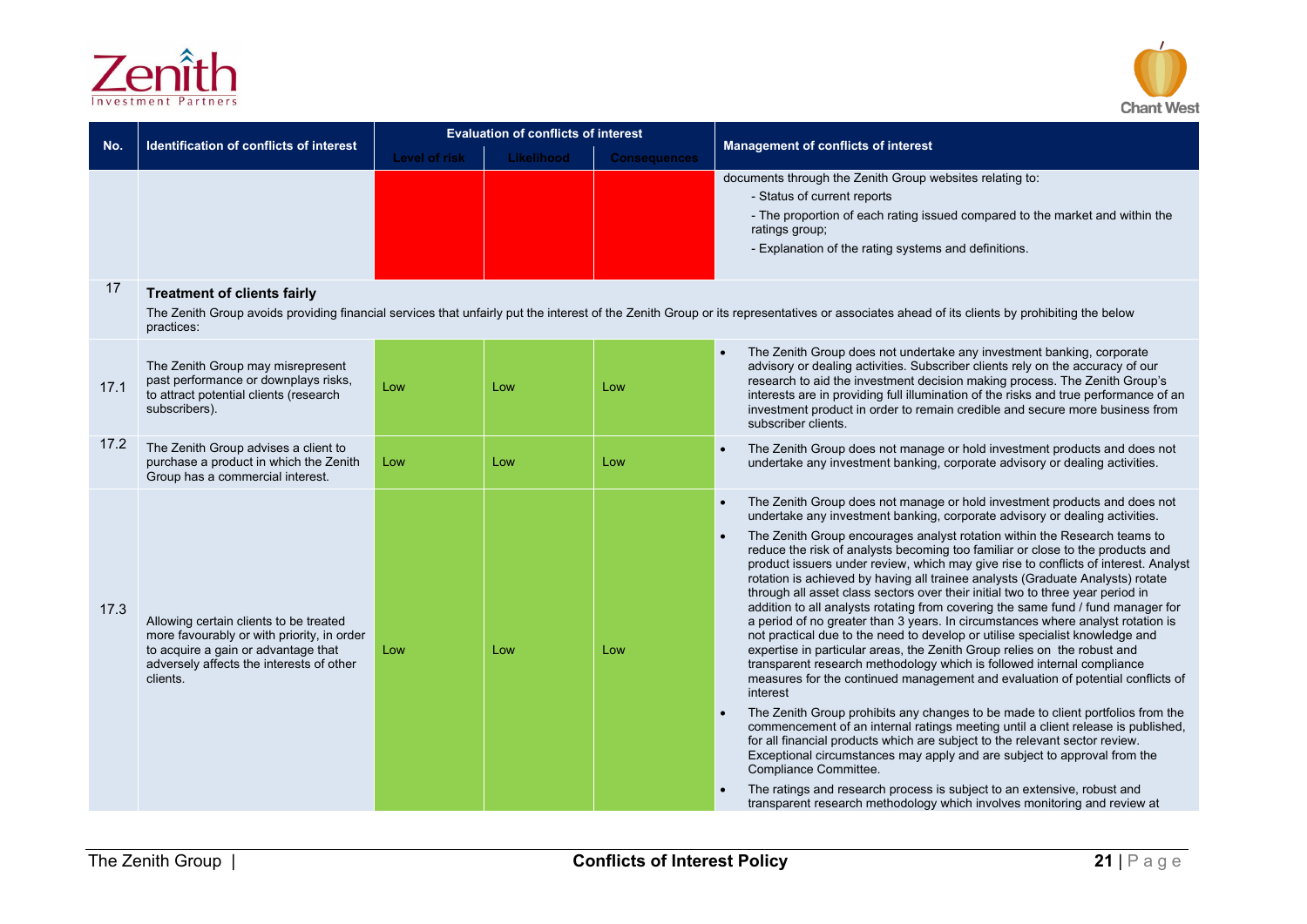| No. | Identification of conflicts of interest | Evaluation of conflicts of interest | | | Management of conflicts of interest |
|---|---|---|---|---|---|
| | | Level of risk | Likelihood | Consequences | |
| | | | | | documents through the Zenith Group websites relating to:<br>- Status of current reports<br>- The proportion of each rating issued compared to the market and within the ratings group;<br>- Explanation of the rating systems and definitions. |
| 17 | **Treatment of clients fairly**<br>The Zenith Group avoids providing financial services that unfairly put the interest of the Zenith Group or its representatives or associates ahead of its clients by prohibiting the below practices: | | | | |
| 17.1 | The Zenith Group may misrepresent past performance or downplays risks, to attract potential clients (research subscribers). | Low | Low | Low | • The Zenith Group does not undertake any investment banking, corporate advisory or dealing activities. Subscriber clients rely on the accuracy of our research to aid the investment decision making process. The Zenith Group's interests are in providing full illumination of the risks and true performance of an investment product in order to remain credible and secure more business from subscriber clients. |
| 17.2 | The Zenith Group advises a client to purchase a product in which the Zenith Group has a commercial interest. | Low | Low | Low | • The Zenith Group does not manage or hold investment products and does not undertake any investment banking, corporate advisory or dealing activities. |
| 17.3 | Allowing certain clients to be treated more favourably or with priority, in order to acquire a gain or advantage that adversely affects the interests of other clients. | Low | Low | Low | • The Zenith Group does not manage or hold investment products and does not undertake any investment banking, corporate advisory or dealing activities.<br>• The Zenith Group encourages analyst rotation within the Research teams to reduce the risk of analysts becoming too familiar or close to the products and product issuers under review, which may give rise to conflicts of interest. Analyst rotation is achieved by having all trainee analysts (Graduate Analysts) rotate through all asset class sectors over their initial two to three year period in addition to all analysts rotating from covering the same fund / fund manager for a period of no greater than 3 years. In circumstances where analyst rotation is not practical due to the need to develop or utilise specialist knowledge and expertise in particular areas, the Zenith Group relies on the robust and transparent research methodology which is followed internal compliance measures for the continued management and evaluation of potential conflicts of interest<br>• The Zenith Group prohibits any changes to be made to client portfolios from the commencement of an internal ratings meeting until a client release is published, for all financial products which are subject to the relevant sector review. Exceptional circumstances may apply and are subject to approval from the Compliance Committee.<br>• The ratings and research process is subject to an extensive, robust and transparent research methodology which involves monitoring and review at |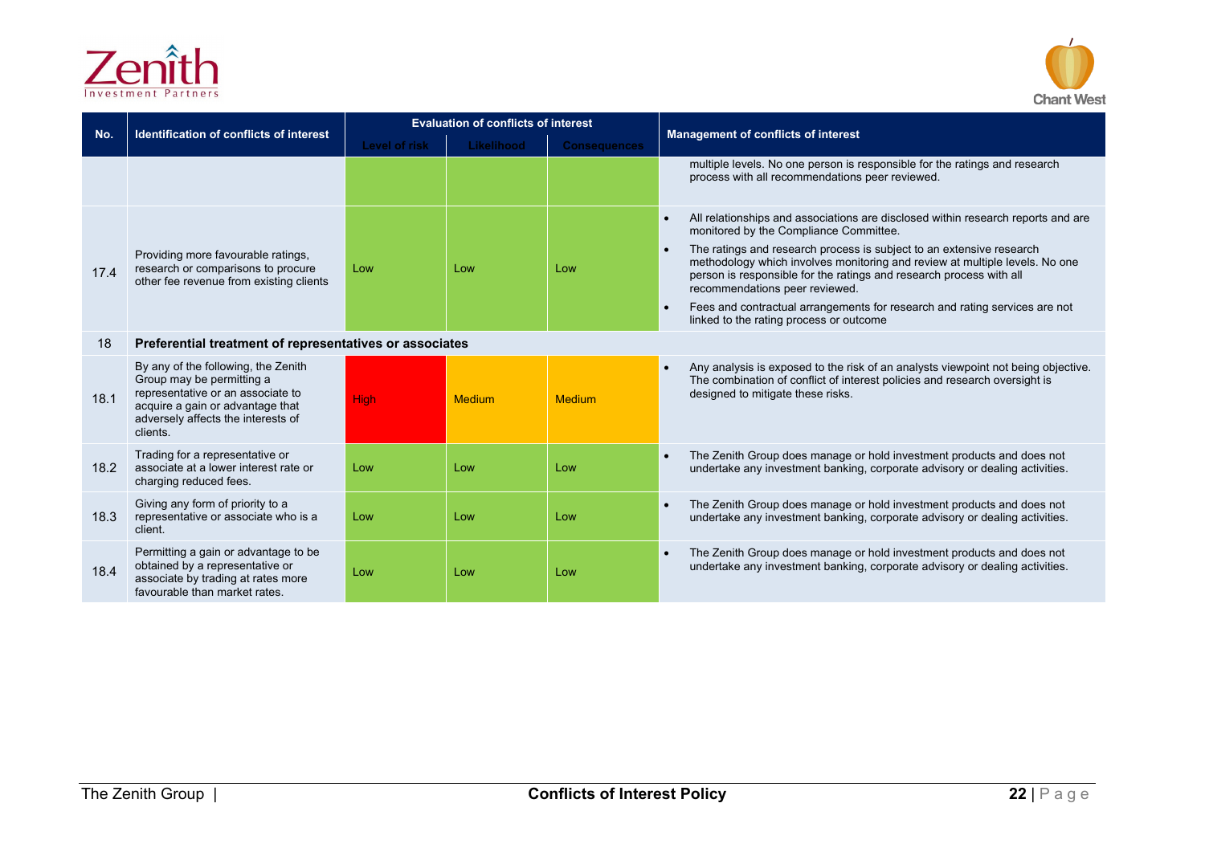| No. | Identification of conflicts of interest | Evaluation of conflicts of interest | | | Management of conflicts of interest |
|---|---|---|---|---|---|
| | | Level of risk | Likelihood | Consequences | |
| | | | | | multiple levels. No one person is responsible for the ratings and research process with all recommendations peer reviewed. |
| 17.4 | Providing more favourable ratings, research or comparisons to procure other fee revenue from existing clients | Low | Low | Low | • All relationships and associations are disclosed within research reports and are monitored by the Compliance Committee.<br>• The ratings and research process is subject to an extensive research methodology which involves monitoring and review at multiple levels. No one person is responsible for the ratings and research process with all recommendations peer reviewed.<br>• Fees and contractual arrangements for research and rating services are not linked to the rating process or outcome |
| 18 | **Preferential treatment of representatives or associates** | | | | |
| 18.1 | By any of the following, the Zenith Group may be permitting a representative or an associate to acquire a gain or advantage that adversely affects the interests of clients. | High | Medium | Medium | • Any analysis is exposed to the risk of an analysts viewpoint not being objective. The combination of conflict of interest policies and research oversight is designed to mitigate these risks. |
| 18.2 | Trading for a representative or associate at a lower interest rate or charging reduced fees. | Low | Low | Low | • The Zenith Group does manage or hold investment products and does not undertake any investment banking, corporate advisory or dealing activities. |
| 18.3 | Giving any form of priority to a representative or associate who is a client. | Low | Low | Low | • The Zenith Group does manage or hold investment products and does not undertake any investment banking, corporate advisory or dealing activities. |
| 18.4 | Permitting a gain or advantage to be obtained by a representative or associate by trading at rates more favourable than market rates. | Low | Low | Low | • The Zenith Group does manage or hold investment products and does not undertake any investment banking, corporate advisory or dealing activities. |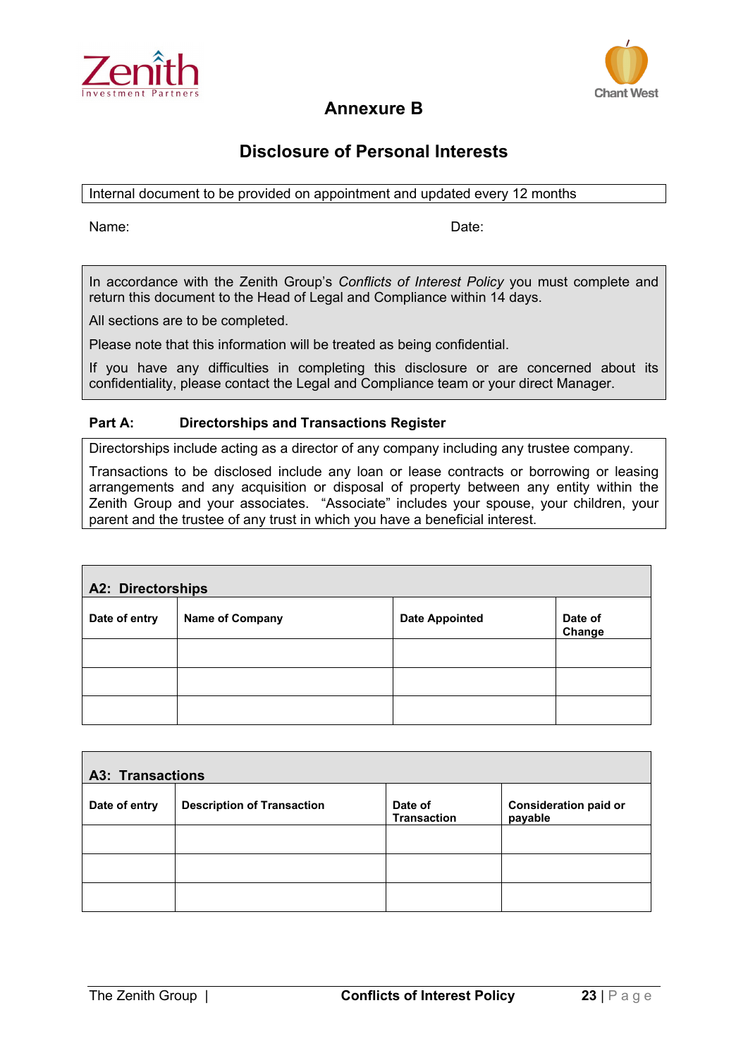# Annexure B

## Disclosure of Personal Interests

Internal document to be provided on appointment and updated every 12 months

Name: Date:

In accordance with the Zenith Group's *Conflicts of Interest Policy* you must complete and return this document to the Head of Legal and Compliance within 14 days.

All sections are to be completed.

Please note that this information will be treated as being confidential.

If you have any difficulties in completing this disclosure or are concerned about its confidentiality, please contact the Legal and Compliance team or your direct Manager.

### Part A: Directorships and Transactions Register

Directorships include acting as a director of any company including any trustee company.

Transactions to be disclosed include any loan or lease contracts or borrowing or leasing arrangements and any acquisition or disposal of property between any entity within the Zenith Group and your associates. "Associate" includes your spouse, your children, your parent and the trustee of any trust in which you have a beneficial interest.

**A2: Directorships**

| Date of entry | Name of Company | Date Appointed | Date of Change |
|---|---|---|---|
| | | | |
| | | | |
| | | | |

**A3: Transactions**

| Date of entry | Description of Transaction | Date of Transaction | Consideration paid or payable |
|---|---|---|---|
| | | | |
| | | | |
| | | | |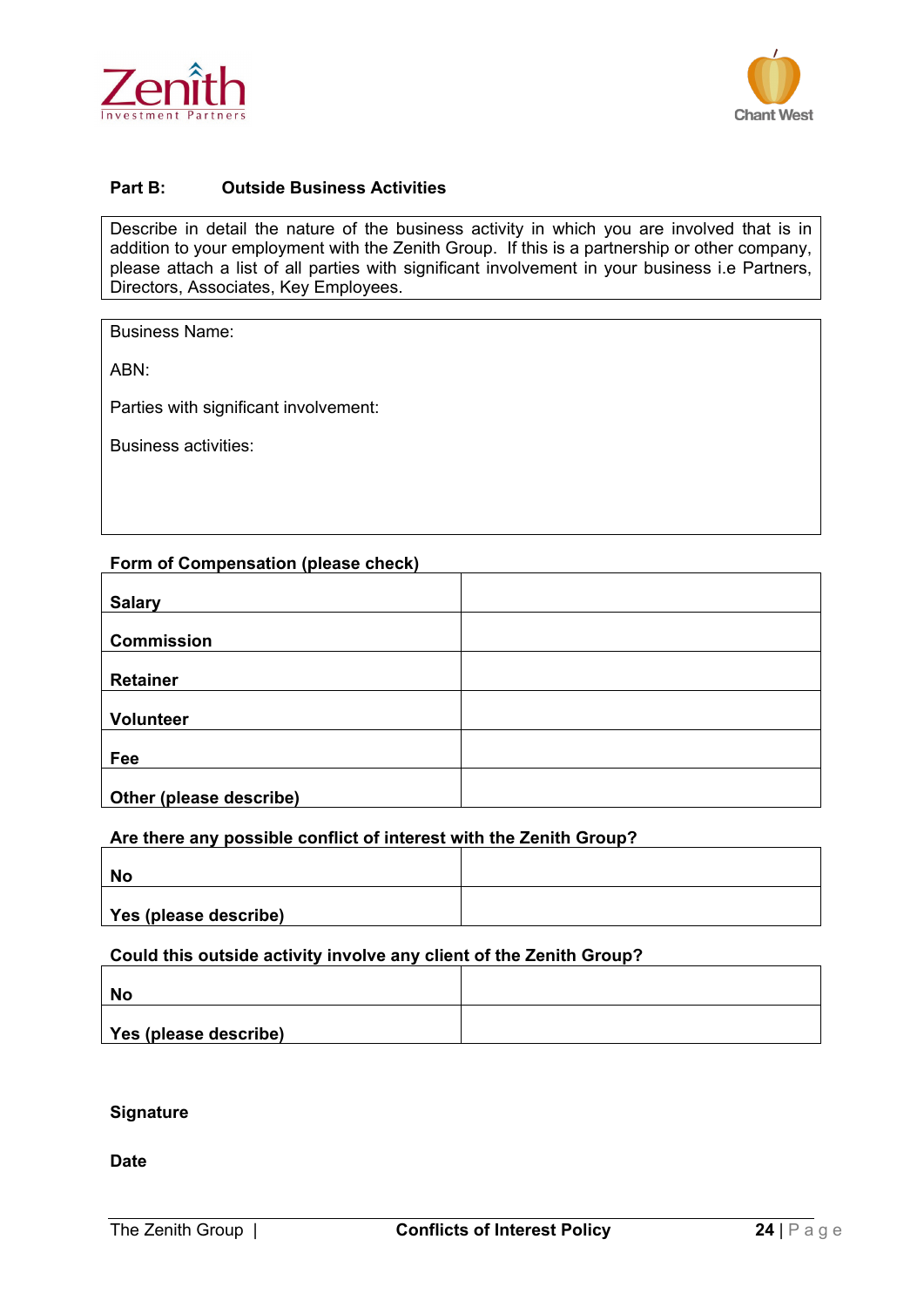**Part B: Outside Business Activities**

Describe in detail the nature of the business activity in which you are involved that is in addition to your employment with the Zenith Group. If this is a partnership or other company, please attach a list of all parties with significant involvement in your business i.e Partners, Directors, Associates, Key Employees.

Business Name:

ABN:

Parties with significant involvement:

Business activities:

**Form of Compensation (please check)**

| | |
|---|---|
| **Salary** | |
| **Commission** | |
| **Retainer** | |
| **Volunteer** | |
| **Fee** | |
| **Other (please describe)** | |

**Are there any possible conflict of interest with the Zenith Group?**

| | |
|---|---|
| **No** | |
| **Yes (please describe)** | |

**Could this outside activity involve any client of the Zenith Group?**

| | |
|---|---|
| **No** | |
| **Yes (please describe)** | |

**Signature**

**Date**